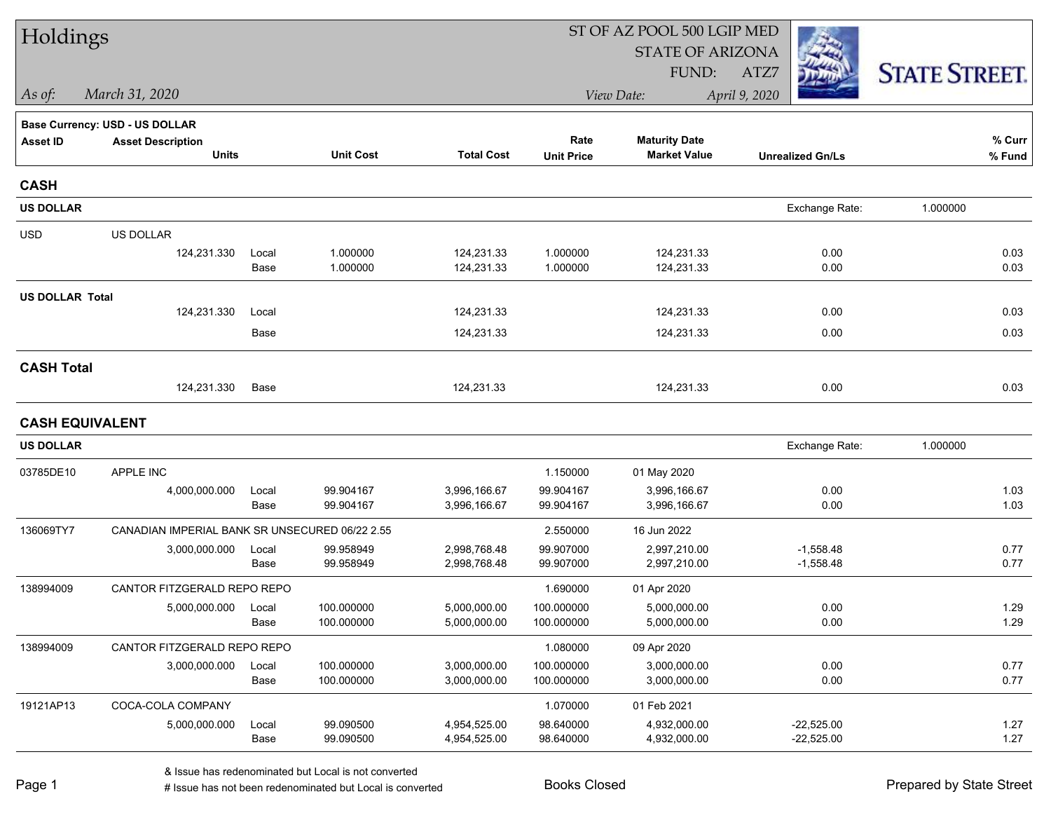# Holdings

ST OF AZ POOL 500 LGIP MED
STATE OF ARIZONA
FUND: ATZ7

*As of:* *March 31, 2020*

*View Date:* *April 9, 2020*

STATE STREET.

**Base Currency: USD - US DOLLAR**

| Asset ID | Asset Description / Units | | Unit Cost | Total Cost | Rate / Unit Price | Maturity Date / Market Value | Unrealized Gn/Ls | % Curr / % Fund |
|---|---|---|---|---|---|---|---|---|
| **CASH** | | | | | | | | |
| **US DOLLAR** | | | | | | | Exchange Rate: 1.000000 | |
| USD | US DOLLAR | | | | | | | |
| | 124,231.330 | Local | 1.000000 | 124,231.33 | 1.000000 | 124,231.33 | 0.00 | 0.03 |
| | | Base | 1.000000 | 124,231.33 | 1.000000 | 124,231.33 | 0.00 | 0.03 |
| **US DOLLAR Total** | | | | | | | | |
| | 124,231.330 | Local | | 124,231.33 | | 124,231.33 | 0.00 | 0.03 |
| | | Base | | 124,231.33 | | 124,231.33 | 0.00 | 0.03 |
| **CASH Total** | | | | | | | | |
| | 124,231.330 | Base | | 124,231.33 | | 124,231.33 | 0.00 | 0.03 |
| **CASH EQUIVALENT** | | | | | | | | |
| **US DOLLAR** | | | | | | | Exchange Rate: 1.000000 | |
| 03785DE10 | APPLE INC | | | | 1.150000 | 01 May 2020 | | |
| | 4,000,000.000 | Local | 99.904167 | 3,996,166.67 | 99.904167 | 3,996,166.67 | 0.00 | 1.03 |
| | | Base | 99.904167 | 3,996,166.67 | 99.904167 | 3,996,166.67 | 0.00 | 1.03 |
| 136069TY7 | CANADIAN IMPERIAL BANK SR UNSECURED 06/22 2.55 | | | | 2.550000 | 16 Jun 2022 | | |
| | 3,000,000.000 | Local | 99.958949 | 2,998,768.48 | 99.907000 | 2,997,210.00 | -1,558.48 | 0.77 |
| | | Base | 99.958949 | 2,998,768.48 | 99.907000 | 2,997,210.00 | -1,558.48 | 0.77 |
| 138994009 | CANTOR FITZGERALD REPO REPO | | | | 1.690000 | 01 Apr 2020 | | |
| | 5,000,000.000 | Local | 100.000000 | 5,000,000.00 | 100.000000 | 5,000,000.00 | 0.00 | 1.29 |
| | | Base | 100.000000 | 5,000,000.00 | 100.000000 | 5,000,000.00 | 0.00 | 1.29 |
| 138994009 | CANTOR FITZGERALD REPO REPO | | | | 1.080000 | 09 Apr 2020 | | |
| | 3,000,000.000 | Local | 100.000000 | 3,000,000.00 | 100.000000 | 3,000,000.00 | 0.00 | 0.77 |
| | | Base | 100.000000 | 3,000,000.00 | 100.000000 | 3,000,000.00 | 0.00 | 0.77 |
| 19121AP13 | COCA-COLA COMPANY | | | | 1.070000 | 01 Feb 2021 | | |
| | 5,000,000.000 | Local | 99.090500 | 4,954,525.00 | 98.640000 | 4,932,000.00 | -22,525.00 | 1.27 |
| | | Base | 99.090500 | 4,954,525.00 | 98.640000 | 4,932,000.00 | -22,525.00 | 1.27 |

& Issue has redenominated but Local is not converted
# Issue has not been redenominated but Local is converted

Books Closed

Prepared by State Street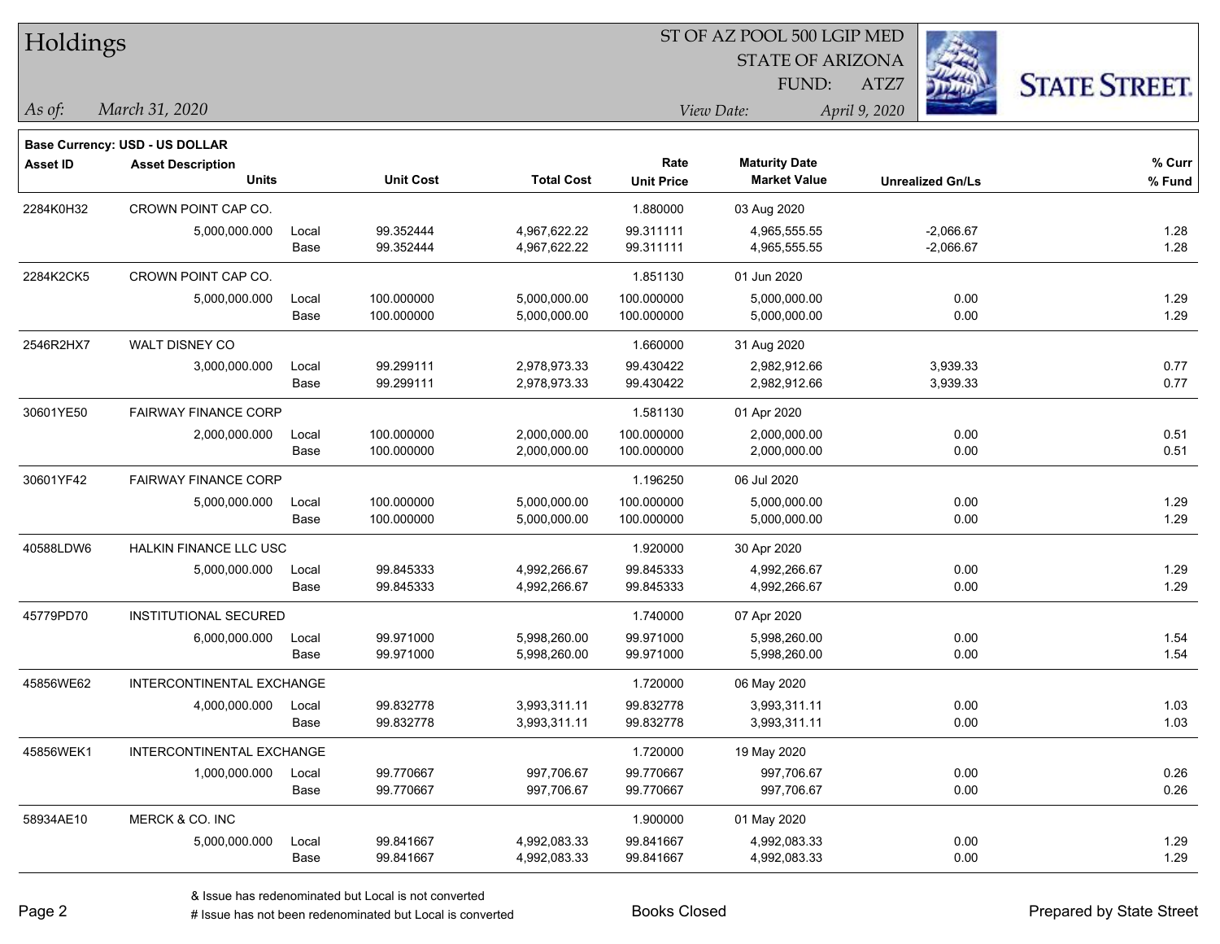# Holdings

ST OF AZ POOL 500 LGIP MED
STATE OF ARIZONA
FUND: ATZ7

*As of:* *March 31, 2020*

*View Date:* *April 9, 2020*

**Base Currency: USD - US DOLLAR**

| Asset ID | Asset Description / Units | | Unit Cost | Total Cost | Rate / Unit Price | Maturity Date / Market Value | Unrealized Gn/Ls | % Curr / % Fund |
|---|---|---|---|---|---|---|---|---|
| 2284K0H32 | CROWN POINT CAP CO. | | | | 1.880000 | 03 Aug 2020 | | |
| | 5,000,000.000 | Local | 99.352444 | 4,967,622.22 | 99.311111 | 4,965,555.55 | -2,066.67 | 1.28 |
| | | Base | 99.352444 | 4,967,622.22 | 99.311111 | 4,965,555.55 | -2,066.67 | 1.28 |
| 2284K2CK5 | CROWN POINT CAP CO. | | | | 1.851130 | 01 Jun 2020 | | |
| | 5,000,000.000 | Local | 100.000000 | 5,000,000.00 | 100.000000 | 5,000,000.00 | 0.00 | 1.29 |
| | | Base | 100.000000 | 5,000,000.00 | 100.000000 | 5,000,000.00 | 0.00 | 1.29 |
| 2546R2HX7 | WALT DISNEY CO | | | | 1.660000 | 31 Aug 2020 | | |
| | 3,000,000.000 | Local | 99.299111 | 2,978,973.33 | 99.430422 | 2,982,912.66 | 3,939.33 | 0.77 |
| | | Base | 99.299111 | 2,978,973.33 | 99.430422 | 2,982,912.66 | 3,939.33 | 0.77 |
| 30601YE50 | FAIRWAY FINANCE CORP | | | | 1.581130 | 01 Apr 2020 | | |
| | 2,000,000.000 | Local | 100.000000 | 2,000,000.00 | 100.000000 | 2,000,000.00 | 0.00 | 0.51 |
| | | Base | 100.000000 | 2,000,000.00 | 100.000000 | 2,000,000.00 | 0.00 | 0.51 |
| 30601YF42 | FAIRWAY FINANCE CORP | | | | 1.196250 | 06 Jul 2020 | | |
| | 5,000,000.000 | Local | 100.000000 | 5,000,000.00 | 100.000000 | 5,000,000.00 | 0.00 | 1.29 |
| | | Base | 100.000000 | 5,000,000.00 | 100.000000 | 5,000,000.00 | 0.00 | 1.29 |
| 40588LDW6 | HALKIN FINANCE LLC USC | | | | 1.920000 | 30 Apr 2020 | | |
| | 5,000,000.000 | Local | 99.845333 | 4,992,266.67 | 99.845333 | 4,992,266.67 | 0.00 | 1.29 |
| | | Base | 99.845333 | 4,992,266.67 | 99.845333 | 4,992,266.67 | 0.00 | 1.29 |
| 45779PD70 | INSTITUTIONAL SECURED | | | | 1.740000 | 07 Apr 2020 | | |
| | 6,000,000.000 | Local | 99.971000 | 5,998,260.00 | 99.971000 | 5,998,260.00 | 0.00 | 1.54 |
| | | Base | 99.971000 | 5,998,260.00 | 99.971000 | 5,998,260.00 | 0.00 | 1.54 |
| 45856WE62 | INTERCONTINENTAL EXCHANGE | | | | 1.720000 | 06 May 2020 | | |
| | 4,000,000.000 | Local | 99.832778 | 3,993,311.11 | 99.832778 | 3,993,311.11 | 0.00 | 1.03 |
| | | Base | 99.832778 | 3,993,311.11 | 99.832778 | 3,993,311.11 | 0.00 | 1.03 |
| 45856WEK1 | INTERCONTINENTAL EXCHANGE | | | | 1.720000 | 19 May 2020 | | |
| | 1,000,000.000 | Local | 99.770667 | 997,706.67 | 99.770667 | 997,706.67 | 0.00 | 0.26 |
| | | Base | 99.770667 | 997,706.67 | 99.770667 | 997,706.67 | 0.00 | 0.26 |
| 58934AE10 | MERCK & CO. INC | | | | 1.900000 | 01 May 2020 | | |
| | 5,000,000.000 | Local | 99.841667 | 4,992,083.33 | 99.841667 | 4,992,083.33 | 0.00 | 1.29 |
| | | Base | 99.841667 | 4,992,083.33 | 99.841667 | 4,992,083.33 | 0.00 | 1.29 |

& Issue has redenominated but Local is not converted
# Issue has not been redenominated but Local is converted

Books Closed

Prepared by State Street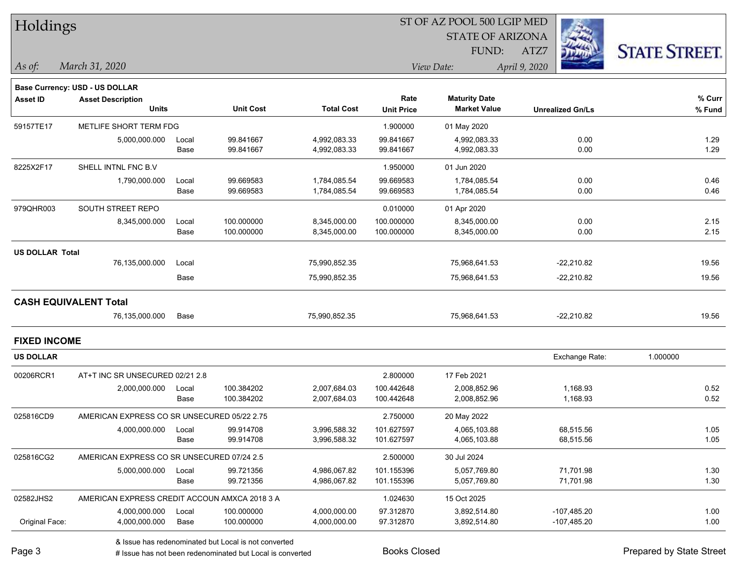# Holdings

ST OF AZ POOL 500 LGIP MED
STATE OF ARIZONA
FUND: ATZ7

*As of:* *March 31, 2020*

*View Date:* *April 9, 2020*

**Base Currency: USD - US DOLLAR**

| Asset ID | Asset Description / Units | | Unit Cost | Total Cost | Rate / Unit Price | Maturity Date / Market Value | Unrealized Gn/Ls | % Curr / % Fund |
|---|---|---|---|---|---|---|---|---|
| 59157TE17 | METLIFE SHORT TERM FDG | | | | 1.900000 | 01 May 2020 | | |
| | 5,000,000.000 | Local | 99.841667 | 4,992,083.33 | 99.841667 | 4,992,083.33 | 0.00 | 1.29 |
| | | Base | 99.841667 | 4,992,083.33 | 99.841667 | 4,992,083.33 | 0.00 | 1.29 |
| 8225X2F17 | SHELL INTNL FNC B.V | | | | 1.950000 | 01 Jun 2020 | | |
| | 1,790,000.000 | Local | 99.669583 | 1,784,085.54 | 99.669583 | 1,784,085.54 | 0.00 | 0.46 |
| | | Base | 99.669583 | 1,784,085.54 | 99.669583 | 1,784,085.54 | 0.00 | 0.46 |
| 979QHR003 | SOUTH STREET REPO | | | | 0.010000 | 01 Apr 2020 | | |
| | 8,345,000.000 | Local | 100.000000 | 8,345,000.00 | 100.000000 | 8,345,000.00 | 0.00 | 2.15 |
| | | Base | 100.000000 | 8,345,000.00 | 100.000000 | 8,345,000.00 | 0.00 | 2.15 |
| **US DOLLAR Total** | | | | | | | | |
| | 76,135,000.000 | Local | | 75,990,852.35 | | 75,968,641.53 | -22,210.82 | 19.56 |
| | | Base | | 75,990,852.35 | | 75,968,641.53 | -22,210.82 | 19.56 |

## CASH EQUIVALENT Total

| | Units | | Total Cost | Market Value | Unrealized Gn/Ls | % Fund |
|---|---|---|---|---|---|---|
| | 76,135,000.000 | Base | 75,990,852.35 | 75,968,641.53 | -22,210.82 | 19.56 |

## FIXED INCOME

**US DOLLAR** — Exchange Rate: 1.000000

| Asset ID | Asset Description / Units | | Unit Cost | Total Cost | Rate / Unit Price | Maturity Date / Market Value | Unrealized Gn/Ls | % Curr / % Fund |
|---|---|---|---|---|---|---|---|---|
| 00206RCR1 | AT+T INC SR UNSECURED 02/21 2.8 | | | | 2.800000 | 17 Feb 2021 | | |
| | 2,000,000.000 | Local | 100.384202 | 2,007,684.03 | 100.442648 | 2,008,852.96 | 1,168.93 | 0.52 |
| | | Base | 100.384202 | 2,007,684.03 | 100.442648 | 2,008,852.96 | 1,168.93 | 0.52 |
| 025816CD9 | AMERICAN EXPRESS CO SR UNSECURED 05/22 2.75 | | | | 2.750000 | 20 May 2022 | | |
| | 4,000,000.000 | Local | 99.914708 | 3,996,588.32 | 101.627597 | 4,065,103.88 | 68,515.56 | 1.05 |
| | | Base | 99.914708 | 3,996,588.32 | 101.627597 | 4,065,103.88 | 68,515.56 | 1.05 |
| 025816CG2 | AMERICAN EXPRESS CO SR UNSECURED 07/24 2.5 | | | | 2.500000 | 30 Jul 2024 | | |
| | 5,000,000.000 | Local | 99.721356 | 4,986,067.82 | 101.155396 | 5,057,769.80 | 71,701.98 | 1.30 |
| | | Base | 99.721356 | 4,986,067.82 | 101.155396 | 5,057,769.80 | 71,701.98 | 1.30 |
| 02582JHS2 | AMERICAN EXPRESS CREDIT ACCOUN AMXCA 2018 3 A | | | | 1.024630 | 15 Oct 2025 | | |
| | 4,000,000.000 | Local | 100.000000 | 4,000,000.00 | 97.312870 | 3,892,514.80 | -107,485.20 | 1.00 |
| Original Face: | 4,000,000.000 | Base | 100.000000 | 4,000,000.00 | 97.312870 | 3,892,514.80 | -107,485.20 | 1.00 |

& Issue has redenominated but Local is not converted
# Issue has not been redenominated but Local is converted

Books Closed

Prepared by State Street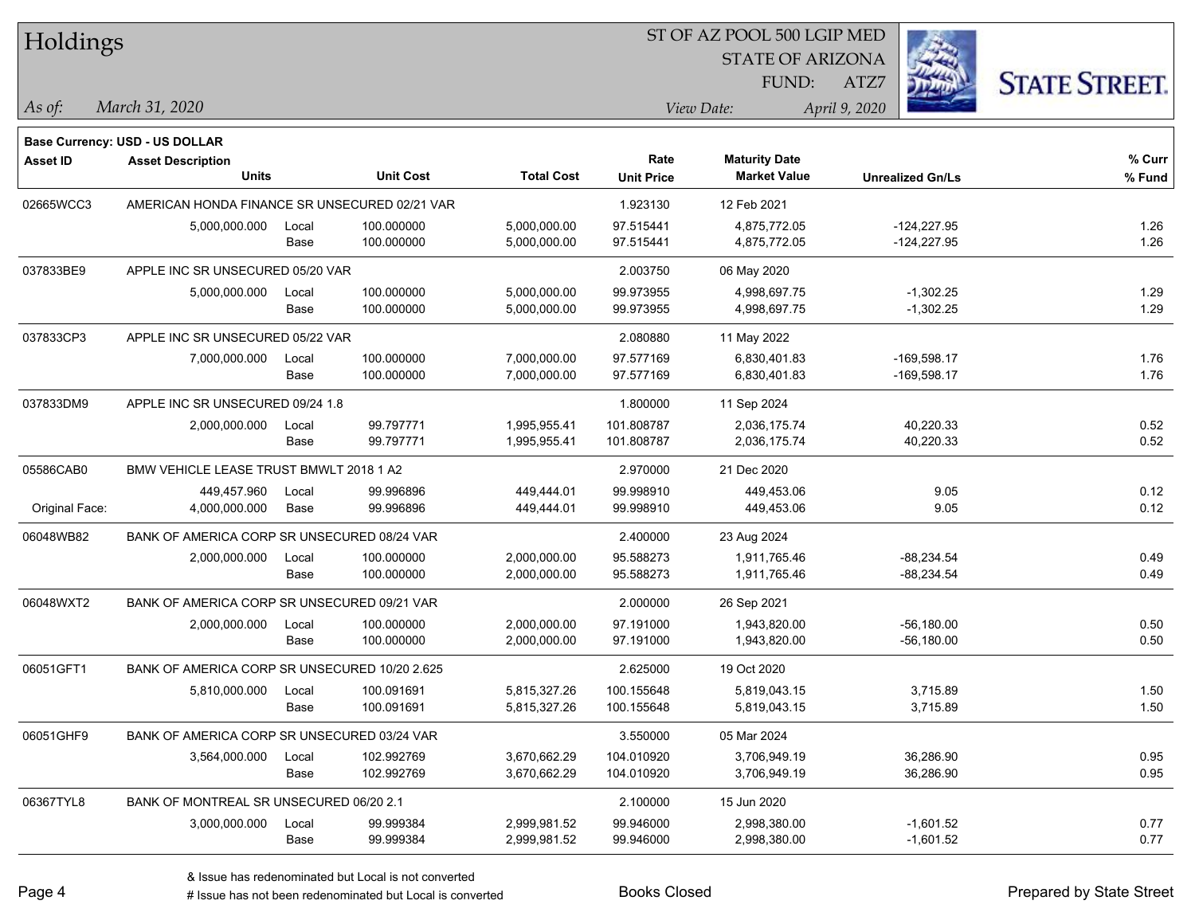# Holdings

ST OF AZ POOL 500 LGIP MED
STATE OF ARIZONA
FUND: ATZ7

*As of:* *March 31, 2020*

*View Date:* *April 9, 2020*

**Base Currency: USD - US DOLLAR**

| Asset ID | Asset Description / Units | | Unit Cost | Total Cost | Rate / Unit Price | Maturity Date / Market Value | Unrealized Gn/Ls | % Curr / % Fund |
|---|---|---|---|---|---|---|---|---|
| 02665WCC3 | AMERICAN HONDA FINANCE SR UNSECURED 02/21 VAR | | | | 1.923130 | 12 Feb 2021 | | |
| | 5,000,000.000 | Local | 100.000000 | 5,000,000.00 | 97.515441 | 4,875,772.05 | -124,227.95 | 1.26 |
| | | Base | 100.000000 | 5,000,000.00 | 97.515441 | 4,875,772.05 | -124,227.95 | 1.26 |
| 037833BE9 | APPLE INC SR UNSECURED 05/20 VAR | | | | 2.003750 | 06 May 2020 | | |
| | 5,000,000.000 | Local | 100.000000 | 5,000,000.00 | 99.973955 | 4,998,697.75 | -1,302.25 | 1.29 |
| | | Base | 100.000000 | 5,000,000.00 | 99.973955 | 4,998,697.75 | -1,302.25 | 1.29 |
| 037833CP3 | APPLE INC SR UNSECURED 05/22 VAR | | | | 2.080880 | 11 May 2022 | | |
| | 7,000,000.000 | Local | 100.000000 | 7,000,000.00 | 97.577169 | 6,830,401.83 | -169,598.17 | 1.76 |
| | | Base | 100.000000 | 7,000,000.00 | 97.577169 | 6,830,401.83 | -169,598.17 | 1.76 |
| 037833DM9 | APPLE INC SR UNSECURED 09/24 1.8 | | | | 1.800000 | 11 Sep 2024 | | |
| | 2,000,000.000 | Local | 99.797771 | 1,995,955.41 | 101.808787 | 2,036,175.74 | 40,220.33 | 0.52 |
| | | Base | 99.797771 | 1,995,955.41 | 101.808787 | 2,036,175.74 | 40,220.33 | 0.52 |
| 05586CAB0 | BMW VEHICLE LEASE TRUST BMWLT 2018 1 A2 | | | | 2.970000 | 21 Dec 2020 | | |
| | 449,457.960 | Local | 99.996896 | 449,444.01 | 99.998910 | 449,453.06 | 9.05 | 0.12 |
| Original Face: | 4,000,000.000 | Base | 99.996896 | 449,444.01 | 99.998910 | 449,453.06 | 9.05 | 0.12 |
| 06048WB82 | BANK OF AMERICA CORP SR UNSECURED 08/24 VAR | | | | 2.400000 | 23 Aug 2024 | | |
| | 2,000,000.000 | Local | 100.000000 | 2,000,000.00 | 95.588273 | 1,911,765.46 | -88,234.54 | 0.49 |
| | | Base | 100.000000 | 2,000,000.00 | 95.588273 | 1,911,765.46 | -88,234.54 | 0.49 |
| 06048WXT2 | BANK OF AMERICA CORP SR UNSECURED 09/21 VAR | | | | 2.000000 | 26 Sep 2021 | | |
| | 2,000,000.000 | Local | 100.000000 | 2,000,000.00 | 97.191000 | 1,943,820.00 | -56,180.00 | 0.50 |
| | | Base | 100.000000 | 2,000,000.00 | 97.191000 | 1,943,820.00 | -56,180.00 | 0.50 |
| 06051GFT1 | BANK OF AMERICA CORP SR UNSECURED 10/20 2.625 | | | | 2.625000 | 19 Oct 2020 | | |
| | 5,810,000.000 | Local | 100.091691 | 5,815,327.26 | 100.155648 | 5,819,043.15 | 3,715.89 | 1.50 |
| | | Base | 100.091691 | 5,815,327.26 | 100.155648 | 5,819,043.15 | 3,715.89 | 1.50 |
| 06051GHF9 | BANK OF AMERICA CORP SR UNSECURED 03/24 VAR | | | | 3.550000 | 05 Mar 2024 | | |
| | 3,564,000.000 | Local | 102.992769 | 3,670,662.29 | 104.010920 | 3,706,949.19 | 36,286.90 | 0.95 |
| | | Base | 102.992769 | 3,670,662.29 | 104.010920 | 3,706,949.19 | 36,286.90 | 0.95 |
| 06367TYL8 | BANK OF MONTREAL SR UNSECURED 06/20 2.1 | | | | 2.100000 | 15 Jun 2020 | | |
| | 3,000,000.000 | Local | 99.999384 | 2,999,981.52 | 99.946000 | 2,998,380.00 | -1,601.52 | 0.77 |
| | | Base | 99.999384 | 2,999,981.52 | 99.946000 | 2,998,380.00 | -1,601.52 | 0.77 |

& Issue has redenominated but Local is not converted
# Issue has not been redenominated but Local is converted

Books Closed

Prepared by State Street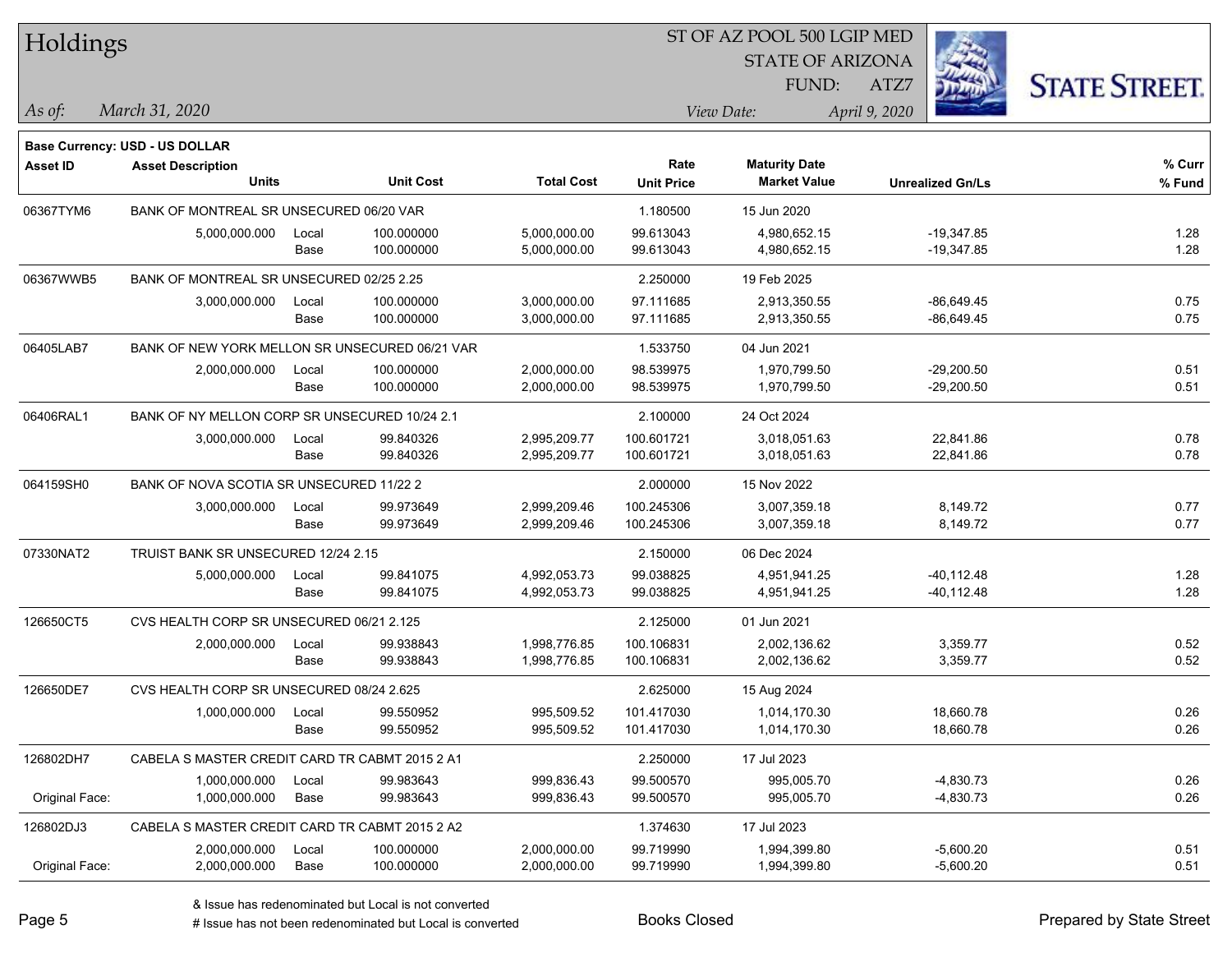# Holdings

ST OF AZ POOL 500 LGIP MED
STATE OF ARIZONA
FUND: ATZ7

*As of:* *March 31, 2020*
*View Date:* *April 9, 2020*

**Base Currency: USD - US DOLLAR**

| Asset ID | Asset Description / Units | | Unit Cost | Total Cost | Rate / Unit Price | Maturity Date / Market Value | Unrealized Gn/Ls | % Curr / % Fund |
|---|---|---|---|---|---|---|---|---|
| 06367TYM6 | BANK OF MONTREAL SR UNSECURED 06/20 VAR | | | | 1.180500 | 15 Jun 2020 | | |
| | 5,000,000.000 | Local | 100.000000 | 5,000,000.00 | 99.613043 | 4,980,652.15 | -19,347.85 | 1.28 |
| | | Base | 100.000000 | 5,000,000.00 | 99.613043 | 4,980,652.15 | -19,347.85 | 1.28 |
| 06367WWB5 | BANK OF MONTREAL SR UNSECURED 02/25 2.25 | | | | 2.250000 | 19 Feb 2025 | | |
| | 3,000,000.000 | Local | 100.000000 | 3,000,000.00 | 97.111685 | 2,913,350.55 | -86,649.45 | 0.75 |
| | | Base | 100.000000 | 3,000,000.00 | 97.111685 | 2,913,350.55 | -86,649.45 | 0.75 |
| 06405LAB7 | BANK OF NEW YORK MELLON SR UNSECURED 06/21 VAR | | | | 1.533750 | 04 Jun 2021 | | |
| | 2,000,000.000 | Local | 100.000000 | 2,000,000.00 | 98.539975 | 1,970,799.50 | -29,200.50 | 0.51 |
| | | Base | 100.000000 | 2,000,000.00 | 98.539975 | 1,970,799.50 | -29,200.50 | 0.51 |
| 06406RAL1 | BANK OF NY MELLON CORP SR UNSECURED 10/24 2.1 | | | | 2.100000 | 24 Oct 2024 | | |
| | 3,000,000.000 | Local | 99.840326 | 2,995,209.77 | 100.601721 | 3,018,051.63 | 22,841.86 | 0.78 |
| | | Base | 99.840326 | 2,995,209.77 | 100.601721 | 3,018,051.63 | 22,841.86 | 0.78 |
| 064159SH0 | BANK OF NOVA SCOTIA SR UNSECURED 11/22 2 | | | | 2.000000 | 15 Nov 2022 | | |
| | 3,000,000.000 | Local | 99.973649 | 2,999,209.46 | 100.245306 | 3,007,359.18 | 8,149.72 | 0.77 |
| | | Base | 99.973649 | 2,999,209.46 | 100.245306 | 3,007,359.18 | 8,149.72 | 0.77 |
| 07330NAT2 | TRUIST BANK SR UNSECURED 12/24 2.15 | | | | 2.150000 | 06 Dec 2024 | | |
| | 5,000,000.000 | Local | 99.841075 | 4,992,053.73 | 99.038825 | 4,951,941.25 | -40,112.48 | 1.28 |
| | | Base | 99.841075 | 4,992,053.73 | 99.038825 | 4,951,941.25 | -40,112.48 | 1.28 |
| 126650CT5 | CVS HEALTH CORP SR UNSECURED 06/21 2.125 | | | | 2.125000 | 01 Jun 2021 | | |
| | 2,000,000.000 | Local | 99.938843 | 1,998,776.85 | 100.106831 | 2,002,136.62 | 3,359.77 | 0.52 |
| | | Base | 99.938843 | 1,998,776.85 | 100.106831 | 2,002,136.62 | 3,359.77 | 0.52 |
| 126650DE7 | CVS HEALTH CORP SR UNSECURED 08/24 2.625 | | | | 2.625000 | 15 Aug 2024 | | |
| | 1,000,000.000 | Local | 99.550952 | 995,509.52 | 101.417030 | 1,014,170.30 | 18,660.78 | 0.26 |
| | | Base | 99.550952 | 995,509.52 | 101.417030 | 1,014,170.30 | 18,660.78 | 0.26 |
| 126802DH7 | CABELA S MASTER CREDIT CARD TR CABMT 2015 2 A1 | | | | 2.250000 | 17 Jul 2023 | | |
| | 1,000,000.000 | Local | 99.983643 | 999,836.43 | 99.500570 | 995,005.70 | -4,830.73 | 0.26 |
| Original Face: | 1,000,000.000 | Base | 99.983643 | 999,836.43 | 99.500570 | 995,005.70 | -4,830.73 | 0.26 |
| 126802DJ3 | CABELA S MASTER CREDIT CARD TR CABMT 2015 2 A2 | | | | 1.374630 | 17 Jul 2023 | | |
| | 2,000,000.000 | Local | 100.000000 | 2,000,000.00 | 99.719990 | 1,994,399.80 | -5,600.20 | 0.51 |
| Original Face: | 2,000,000.000 | Base | 100.000000 | 2,000,000.00 | 99.719990 | 1,994,399.80 | -5,600.20 | 0.51 |

& Issue has redenominated but Local is not converted
# Issue has not been redenominated but Local is converted

Books Closed

Prepared by State Street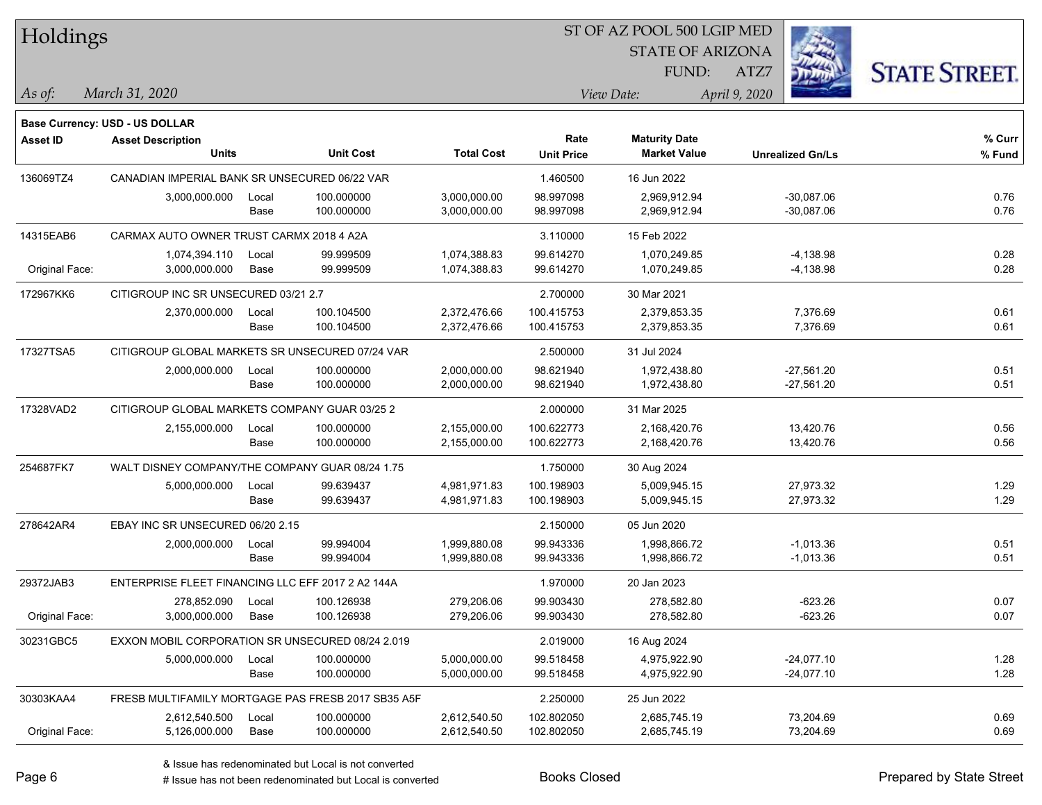# Holdings

ST OF AZ POOL 500 LGIP MED
STATE OF ARIZONA
FUND: ATZ7

*As of: March 31, 2020* — *View Date: April 9, 2020*

**Base Currency: USD - US DOLLAR**

| Asset ID | Asset Description / Units | | Unit Cost | Total Cost | Rate / Unit Price | Maturity Date / Market Value | Unrealized Gn/Ls | % Curr / % Fund |
|---|---|---|---|---|---|---|---|---|
| 136069TZ4 | CANADIAN IMPERIAL BANK SR UNSECURED 06/22 VAR | | | | 1.460500 | 16 Jun 2022 | | |
| | 3,000,000.000 | Local | 100.000000 | 3,000,000.00 | 98.997098 | 2,969,912.94 | -30,087.06 | 0.76 |
| | | Base | 100.000000 | 3,000,000.00 | 98.997098 | 2,969,912.94 | -30,087.06 | 0.76 |
| 14315EAB6 | CARMAX AUTO OWNER TRUST CARMX 2018 4 A2A | | | | 3.110000 | 15 Feb 2022 | | |
| | 1,074,394.110 | Local | 99.999509 | 1,074,388.83 | 99.614270 | 1,070,249.85 | -4,138.98 | 0.28 |
| Original Face: | 3,000,000.000 | Base | 99.999509 | 1,074,388.83 | 99.614270 | 1,070,249.85 | -4,138.98 | 0.28 |
| 172967KK6 | CITIGROUP INC SR UNSECURED 03/21 2.7 | | | | 2.700000 | 30 Mar 2021 | | |
| | 2,370,000.000 | Local | 100.104500 | 2,372,476.66 | 100.415753 | 2,379,853.35 | 7,376.69 | 0.61 |
| | | Base | 100.104500 | 2,372,476.66 | 100.415753 | 2,379,853.35 | 7,376.69 | 0.61 |
| 17327TSA5 | CITIGROUP GLOBAL MARKETS SR UNSECURED 07/24 VAR | | | | 2.500000 | 31 Jul 2024 | | |
| | 2,000,000.000 | Local | 100.000000 | 2,000,000.00 | 98.621940 | 1,972,438.80 | -27,561.20 | 0.51 |
| | | Base | 100.000000 | 2,000,000.00 | 98.621940 | 1,972,438.80 | -27,561.20 | 0.51 |
| 17328VAD2 | CITIGROUP GLOBAL MARKETS COMPANY GUAR 03/25 2 | | | | 2.000000 | 31 Mar 2025 | | |
| | 2,155,000.000 | Local | 100.000000 | 2,155,000.00 | 100.622773 | 2,168,420.76 | 13,420.76 | 0.56 |
| | | Base | 100.000000 | 2,155,000.00 | 100.622773 | 2,168,420.76 | 13,420.76 | 0.56 |
| 254687FK7 | WALT DISNEY COMPANY/THE COMPANY GUAR 08/24 1.75 | | | | 1.750000 | 30 Aug 2024 | | |
| | 5,000,000.000 | Local | 99.639437 | 4,981,971.83 | 100.198903 | 5,009,945.15 | 27,973.32 | 1.29 |
| | | Base | 99.639437 | 4,981,971.83 | 100.198903 | 5,009,945.15 | 27,973.32 | 1.29 |
| 278642AR4 | EBAY INC SR UNSECURED 06/20 2.15 | | | | 2.150000 | 05 Jun 2020 | | |
| | 2,000,000.000 | Local | 99.994004 | 1,999,880.08 | 99.943336 | 1,998,866.72 | -1,013.36 | 0.51 |
| | | Base | 99.994004 | 1,999,880.08 | 99.943336 | 1,998,866.72 | -1,013.36 | 0.51 |
| 29372JAB3 | ENTERPRISE FLEET FINANCING LLC EFF 2017 2 A2 144A | | | | 1.970000 | 20 Jan 2023 | | |
| | 278,852.090 | Local | 100.126938 | 279,206.06 | 99.903430 | 278,582.80 | -623.26 | 0.07 |
| Original Face: | 3,000,000.000 | Base | 100.126938 | 279,206.06 | 99.903430 | 278,582.80 | -623.26 | 0.07 |
| 30231GBC5 | EXXON MOBIL CORPORATION SR UNSECURED 08/24 2.019 | | | | 2.019000 | 16 Aug 2024 | | |
| | 5,000,000.000 | Local | 100.000000 | 5,000,000.00 | 99.518458 | 4,975,922.90 | -24,077.10 | 1.28 |
| | | Base | 100.000000 | 5,000,000.00 | 99.518458 | 4,975,922.90 | -24,077.10 | 1.28 |
| 30303KAA4 | FRESB MULTIFAMILY MORTGAGE PAS FRESB 2017 SB35 A5F | | | | 2.250000 | 25 Jun 2022 | | |
| | 2,612,540.500 | Local | 100.000000 | 2,612,540.50 | 102.802050 | 2,685,745.19 | 73,204.69 | 0.69 |
| Original Face: | 5,126,000.000 | Base | 100.000000 | 2,612,540.50 | 102.802050 | 2,685,745.19 | 73,204.69 | 0.69 |

& Issue has redenominated but Local is not converted
# Issue has not been redenominated but Local is converted

Books Closed

Prepared by State Street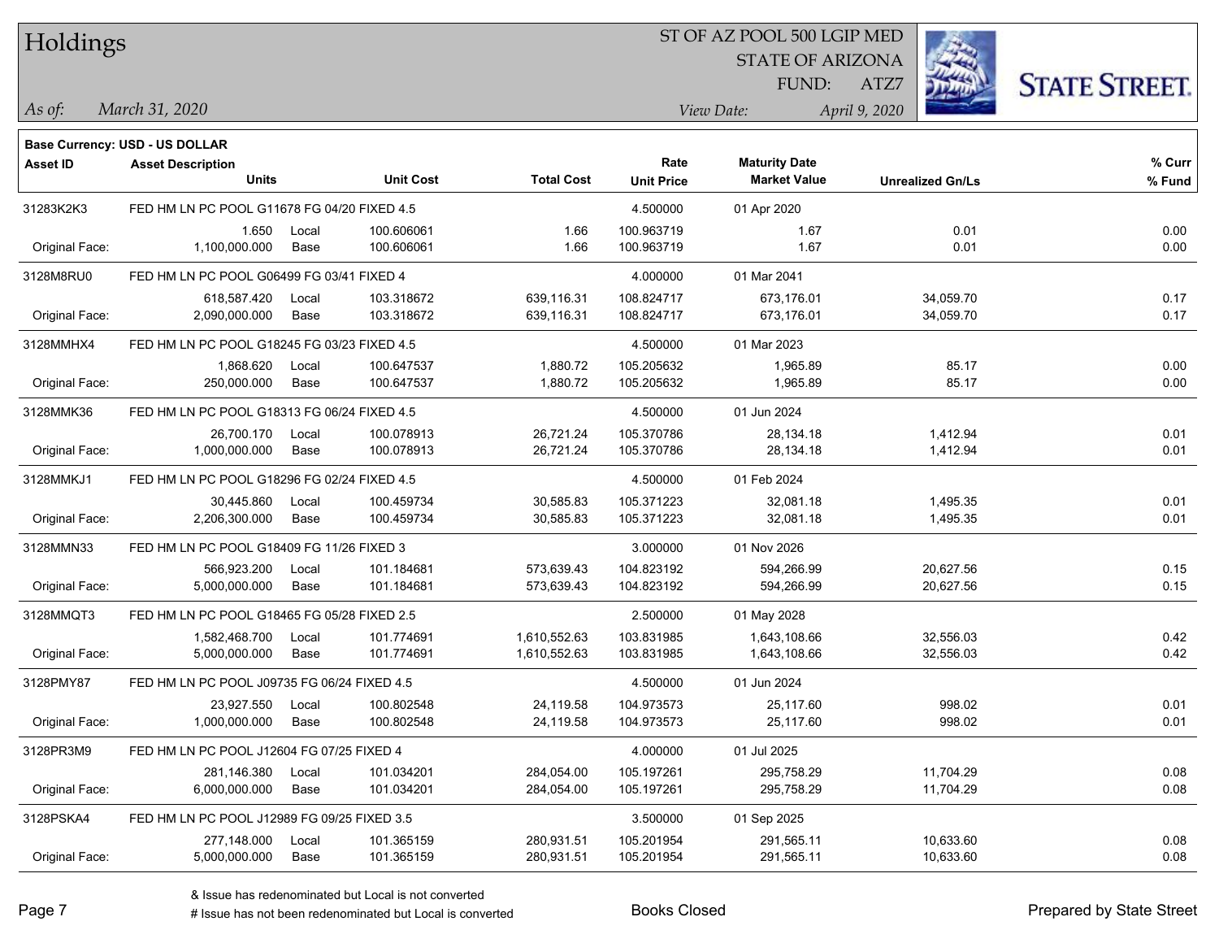# Holdings

ST OF AZ POOL 500 LGIP MED
STATE OF ARIZONA
FUND: ATZ7

*As of:* *March 31, 2020*
*View Date:* *April 9, 2020*

**Base Currency: USD - US DOLLAR**

| Asset ID | Asset Description / Units | | Unit Cost | Total Cost | Rate / Unit Price | Maturity Date / Market Value | Unrealized Gn/Ls | % Curr / % Fund |
|---|---|---|---|---|---|---|---|---|
| 31283K2K3 | FED HM LN PC POOL G11678 FG 04/20 FIXED 4.5 | | | | 4.500000 | 01 Apr 2020 | | |
| | 1.650 | Local | 100.606061 | 1.66 | 100.963719 | 1.67 | 0.01 | 0.00 |
| Original Face: | 1,100,000.000 | Base | 100.606061 | 1.66 | 100.963719 | 1.67 | 0.01 | 0.00 |
| 3128M8RU0 | FED HM LN PC POOL G06499 FG 03/41 FIXED 4 | | | | 4.000000 | 01 Mar 2041 | | |
| | 618,587.420 | Local | 103.318672 | 639,116.31 | 108.824717 | 673,176.01 | 34,059.70 | 0.17 |
| Original Face: | 2,090,000.000 | Base | 103.318672 | 639,116.31 | 108.824717 | 673,176.01 | 34,059.70 | 0.17 |
| 3128MMHX4 | FED HM LN PC POOL G18245 FG 03/23 FIXED 4.5 | | | | 4.500000 | 01 Mar 2023 | | |
| | 1,868.620 | Local | 100.647537 | 1,880.72 | 105.205632 | 1,965.89 | 85.17 | 0.00 |
| Original Face: | 250,000.000 | Base | 100.647537 | 1,880.72 | 105.205632 | 1,965.89 | 85.17 | 0.00 |
| 3128MMK36 | FED HM LN PC POOL G18313 FG 06/24 FIXED 4.5 | | | | 4.500000 | 01 Jun 2024 | | |
| | 26,700.170 | Local | 100.078913 | 26,721.24 | 105.370786 | 28,134.18 | 1,412.94 | 0.01 |
| Original Face: | 1,000,000.000 | Base | 100.078913 | 26,721.24 | 105.370786 | 28,134.18 | 1,412.94 | 0.01 |
| 3128MMKJ1 | FED HM LN PC POOL G18296 FG 02/24 FIXED 4.5 | | | | 4.500000 | 01 Feb 2024 | | |
| | 30,445.860 | Local | 100.459734 | 30,585.83 | 105.371223 | 32,081.18 | 1,495.35 | 0.01 |
| Original Face: | 2,206,300.000 | Base | 100.459734 | 30,585.83 | 105.371223 | 32,081.18 | 1,495.35 | 0.01 |
| 3128MMN33 | FED HM LN PC POOL G18409 FG 11/26 FIXED 3 | | | | 3.000000 | 01 Nov 2026 | | |
| | 566,923.200 | Local | 101.184681 | 573,639.43 | 104.823192 | 594,266.99 | 20,627.56 | 0.15 |
| Original Face: | 5,000,000.000 | Base | 101.184681 | 573,639.43 | 104.823192 | 594,266.99 | 20,627.56 | 0.15 |
| 3128MMQT3 | FED HM LN PC POOL G18465 FG 05/28 FIXED 2.5 | | | | 2.500000 | 01 May 2028 | | |
| | 1,582,468.700 | Local | 101.774691 | 1,610,552.63 | 103.831985 | 1,643,108.66 | 32,556.03 | 0.42 |
| Original Face: | 5,000,000.000 | Base | 101.774691 | 1,610,552.63 | 103.831985 | 1,643,108.66 | 32,556.03 | 0.42 |
| 3128PMY87 | FED HM LN PC POOL J09735 FG 06/24 FIXED 4.5 | | | | 4.500000 | 01 Jun 2024 | | |
| | 23,927.550 | Local | 100.802548 | 24,119.58 | 104.973573 | 25,117.60 | 998.02 | 0.01 |
| Original Face: | 1,000,000.000 | Base | 100.802548 | 24,119.58 | 104.973573 | 25,117.60 | 998.02 | 0.01 |
| 3128PR3M9 | FED HM LN PC POOL J12604 FG 07/25 FIXED 4 | | | | 4.000000 | 01 Jul 2025 | | |
| | 281,146.380 | Local | 101.034201 | 284,054.00 | 105.197261 | 295,758.29 | 11,704.29 | 0.08 |
| Original Face: | 6,000,000.000 | Base | 101.034201 | 284,054.00 | 105.197261 | 295,758.29 | 11,704.29 | 0.08 |
| 3128PSKA4 | FED HM LN PC POOL J12989 FG 09/25 FIXED 3.5 | | | | 3.500000 | 01 Sep 2025 | | |
| | 277,148.000 | Local | 101.365159 | 280,931.51 | 105.201954 | 291,565.11 | 10,633.60 | 0.08 |
| Original Face: | 5,000,000.000 | Base | 101.365159 | 280,931.51 | 105.201954 | 291,565.11 | 10,633.60 | 0.08 |

& Issue has redenominated but Local is not converted
# Issue has not been redenominated but Local is converted

Books Closed

Prepared by State Street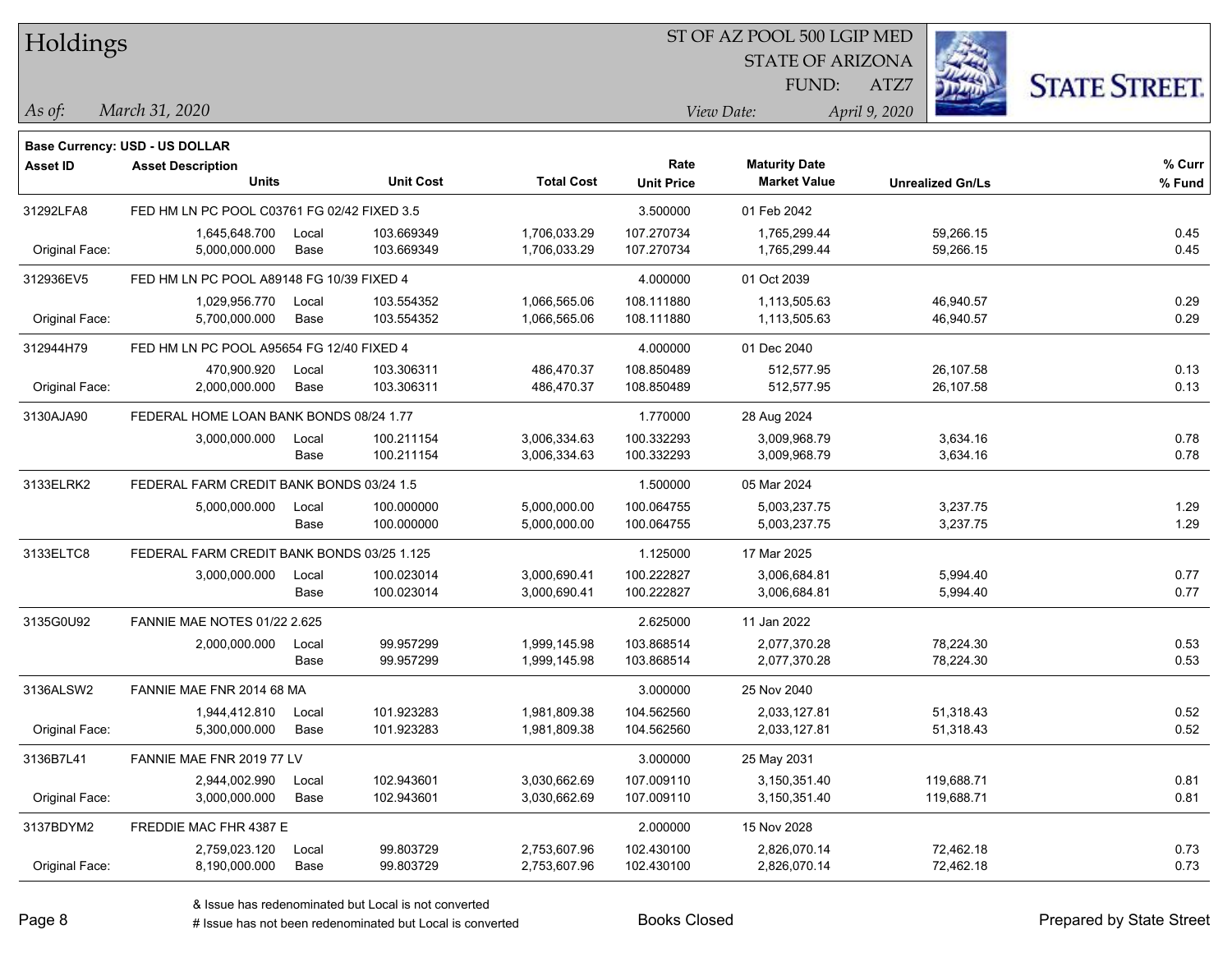# Holdings

ST OF AZ POOL 500 LGIP MED
STATE OF ARIZONA
FUND: ATZ7

*As of:* *March 31, 2020*  *View Date:* *April 9, 2020*

**Base Currency: USD - US DOLLAR**

| Asset ID | Asset Description / Units | | Unit Cost | Total Cost | Rate / Unit Price | Maturity Date / Market Value | Unrealized Gn/Ls | % Curr / % Fund |
|---|---|---|---|---|---|---|---|---|
| 31292LFA8 | FED HM LN PC POOL C03761 FG 02/42 FIXED 3.5 | | | | 3.500000 | 01 Feb 2042 | | |
| | 1,645,648.700 | Local | 103.669349 | 1,706,033.29 | 107.270734 | 1,765,299.44 | 59,266.15 | 0.45 |
| Original Face: | 5,000,000.000 | Base | 103.669349 | 1,706,033.29 | 107.270734 | 1,765,299.44 | 59,266.15 | 0.45 |
| 312936EV5 | FED HM LN PC POOL A89148 FG 10/39 FIXED 4 | | | | 4.000000 | 01 Oct 2039 | | |
| | 1,029,956.770 | Local | 103.554352 | 1,066,565.06 | 108.111880 | 1,113,505.63 | 46,940.57 | 0.29 |
| Original Face: | 5,700,000.000 | Base | 103.554352 | 1,066,565.06 | 108.111880 | 1,113,505.63 | 46,940.57 | 0.29 |
| 312944H79 | FED HM LN PC POOL A95654 FG 12/40 FIXED 4 | | | | 4.000000 | 01 Dec 2040 | | |
| | 470,900.920 | Local | 103.306311 | 486,470.37 | 108.850489 | 512,577.95 | 26,107.58 | 0.13 |
| Original Face: | 2,000,000.000 | Base | 103.306311 | 486,470.37 | 108.850489 | 512,577.95 | 26,107.58 | 0.13 |
| 3130AJA90 | FEDERAL HOME LOAN BANK BONDS 08/24 1.77 | | | | 1.770000 | 28 Aug 2024 | | |
| | 3,000,000.000 | Local | 100.211154 | 3,006,334.63 | 100.332293 | 3,009,968.79 | 3,634.16 | 0.78 |
| | | Base | 100.211154 | 3,006,334.63 | 100.332293 | 3,009,968.79 | 3,634.16 | 0.78 |
| 3133ELRK2 | FEDERAL FARM CREDIT BANK BONDS 03/24 1.5 | | | | 1.500000 | 05 Mar 2024 | | |
| | 5,000,000.000 | Local | 100.000000 | 5,000,000.00 | 100.064755 | 5,003,237.75 | 3,237.75 | 1.29 |
| | | Base | 100.000000 | 5,000,000.00 | 100.064755 | 5,003,237.75 | 3,237.75 | 1.29 |
| 3133ELTC8 | FEDERAL FARM CREDIT BANK BONDS 03/25 1.125 | | | | 1.125000 | 17 Mar 2025 | | |
| | 3,000,000.000 | Local | 100.023014 | 3,000,690.41 | 100.222827 | 3,006,684.81 | 5,994.40 | 0.77 |
| | | Base | 100.023014 | 3,000,690.41 | 100.222827 | 3,006,684.81 | 5,994.40 | 0.77 |
| 3135G0U92 | FANNIE MAE NOTES 01/22 2.625 | | | | 2.625000 | 11 Jan 2022 | | |
| | 2,000,000.000 | Local | 99.957299 | 1,999,145.98 | 103.868514 | 2,077,370.28 | 78,224.30 | 0.53 |
| | | Base | 99.957299 | 1,999,145.98 | 103.868514 | 2,077,370.28 | 78,224.30 | 0.53 |
| 3136ALSW2 | FANNIE MAE FNR 2014 68 MA | | | | 3.000000 | 25 Nov 2040 | | |
| | 1,944,412.810 | Local | 101.923283 | 1,981,809.38 | 104.562560 | 2,033,127.81 | 51,318.43 | 0.52 |
| Original Face: | 5,300,000.000 | Base | 101.923283 | 1,981,809.38 | 104.562560 | 2,033,127.81 | 51,318.43 | 0.52 |
| 3136B7L41 | FANNIE MAE FNR 2019 77 LV | | | | 3.000000 | 25 May 2031 | | |
| | 2,944,002.990 | Local | 102.943601 | 3,030,662.69 | 107.009110 | 3,150,351.40 | 119,688.71 | 0.81 |
| Original Face: | 3,000,000.000 | Base | 102.943601 | 3,030,662.69 | 107.009110 | 3,150,351.40 | 119,688.71 | 0.81 |
| 3137BDYM2 | FREDDIE MAC FHR 4387 E | | | | 2.000000 | 15 Nov 2028 | | |
| | 2,759,023.120 | Local | 99.803729 | 2,753,607.96 | 102.430100 | 2,826,070.14 | 72,462.18 | 0.73 |
| Original Face: | 8,190,000.000 | Base | 99.803729 | 2,753,607.96 | 102.430100 | 2,826,070.14 | 72,462.18 | 0.73 |

& Issue has redenominated but Local is not converted
# Issue has not been redenominated but Local is converted

Books Closed

Prepared by State Street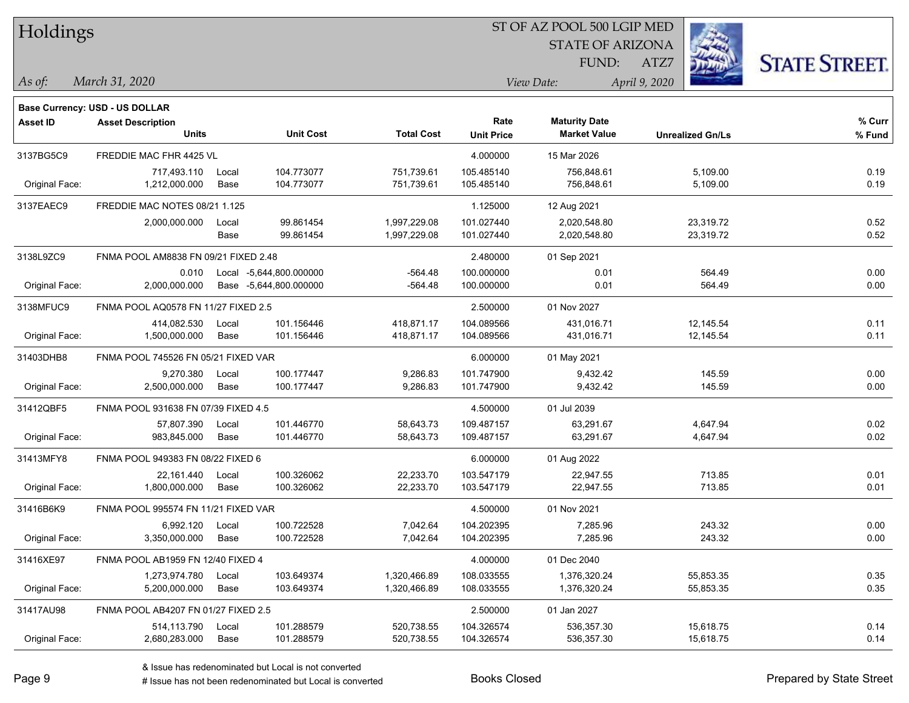# Holdings

ST OF AZ POOL 500 LGIP MED
STATE OF ARIZONA
FUND: ATZ7

*As of: March 31, 2020*

*View Date: April 9, 2020*

**Base Currency: USD - US DOLLAR**

| Asset ID | Asset Description / Units | | Unit Cost | Total Cost | Rate / Unit Price | Maturity Date / Market Value | Unrealized Gn/Ls | % Curr / % Fund |
|---|---|---|---|---|---|---|---|---|
| 3137BG5C9 | FREDDIE MAC FHR 4425 VL | | | | 4.000000 | 15 Mar 2026 | | |
| | 717,493.110 | Local | 104.773077 | 751,739.61 | 105.485140 | 756,848.61 | 5,109.00 | 0.19 |
| Original Face: | 1,212,000.000 | Base | 104.773077 | 751,739.61 | 105.485140 | 756,848.61 | 5,109.00 | 0.19 |
| 3137EAEC9 | FREDDIE MAC NOTES 08/21 1.125 | | | | 1.125000 | 12 Aug 2021 | | |
| | 2,000,000.000 | Local | 99.861454 | 1,997,229.08 | 101.027440 | 2,020,548.80 | 23,319.72 | 0.52 |
| | | Base | 99.861454 | 1,997,229.08 | 101.027440 | 2,020,548.80 | 23,319.72 | 0.52 |
| 3138L9ZC9 | FNMA POOL AM8838 FN 09/21 FIXED 2.48 | | | | 2.480000 | 01 Sep 2021 | | |
| | 0.010 | Local | -5,644,800.000000 | -564.48 | 100.000000 | 0.01 | 564.49 | 0.00 |
| Original Face: | 2,000,000.000 | Base | -5,644,800.000000 | -564.48 | 100.000000 | 0.01 | 564.49 | 0.00 |
| 3138MFUC9 | FNMA POOL AQ0578 FN 11/27 FIXED 2.5 | | | | 2.500000 | 01 Nov 2027 | | |
| | 414,082.530 | Local | 101.156446 | 418,871.17 | 104.089566 | 431,016.71 | 12,145.54 | 0.11 |
| Original Face: | 1,500,000.000 | Base | 101.156446 | 418,871.17 | 104.089566 | 431,016.71 | 12,145.54 | 0.11 |
| 31403DHB8 | FNMA POOL 745526 FN 05/21 FIXED VAR | | | | 6.000000 | 01 May 2021 | | |
| | 9,270.380 | Local | 100.177447 | 9,286.83 | 101.747900 | 9,432.42 | 145.59 | 0.00 |
| Original Face: | 2,500,000.000 | Base | 100.177447 | 9,286.83 | 101.747900 | 9,432.42 | 145.59 | 0.00 |
| 31412QBF5 | FNMA POOL 931638 FN 07/39 FIXED 4.5 | | | | 4.500000 | 01 Jul 2039 | | |
| | 57,807.390 | Local | 101.446770 | 58,643.73 | 109.487157 | 63,291.67 | 4,647.94 | 0.02 |
| Original Face: | 983,845.000 | Base | 101.446770 | 58,643.73 | 109.487157 | 63,291.67 | 4,647.94 | 0.02 |
| 31413MFY8 | FNMA POOL 949383 FN 08/22 FIXED 6 | | | | 6.000000 | 01 Aug 2022 | | |
| | 22,161.440 | Local | 100.326062 | 22,233.70 | 103.547179 | 22,947.55 | 713.85 | 0.01 |
| Original Face: | 1,800,000.000 | Base | 100.326062 | 22,233.70 | 103.547179 | 22,947.55 | 713.85 | 0.01 |
| 31416B6K9 | FNMA POOL 995574 FN 11/21 FIXED VAR | | | | 4.500000 | 01 Nov 2021 | | |
| | 6,992.120 | Local | 100.722528 | 7,042.64 | 104.202395 | 7,285.96 | 243.32 | 0.00 |
| Original Face: | 3,350,000.000 | Base | 100.722528 | 7,042.64 | 104.202395 | 7,285.96 | 243.32 | 0.00 |
| 31416XE97 | FNMA POOL AB1959 FN 12/40 FIXED 4 | | | | 4.000000 | 01 Dec 2040 | | |
| | 1,273,974.780 | Local | 103.649374 | 1,320,466.89 | 108.033555 | 1,376,320.24 | 55,853.35 | 0.35 |
| Original Face: | 5,200,000.000 | Base | 103.649374 | 1,320,466.89 | 108.033555 | 1,376,320.24 | 55,853.35 | 0.35 |
| 31417AU98 | FNMA POOL AB4207 FN 01/27 FIXED 2.5 | | | | 2.500000 | 01 Jan 2027 | | |
| | 514,113.790 | Local | 101.288579 | 520,738.55 | 104.326574 | 536,357.30 | 15,618.75 | 0.14 |
| Original Face: | 2,680,283.000 | Base | 101.288579 | 520,738.55 | 104.326574 | 536,357.30 | 15,618.75 | 0.14 |

& Issue has redenominated but Local is not converted
# Issue has not been redenominated but Local is converted

Books Closed

Prepared by State Street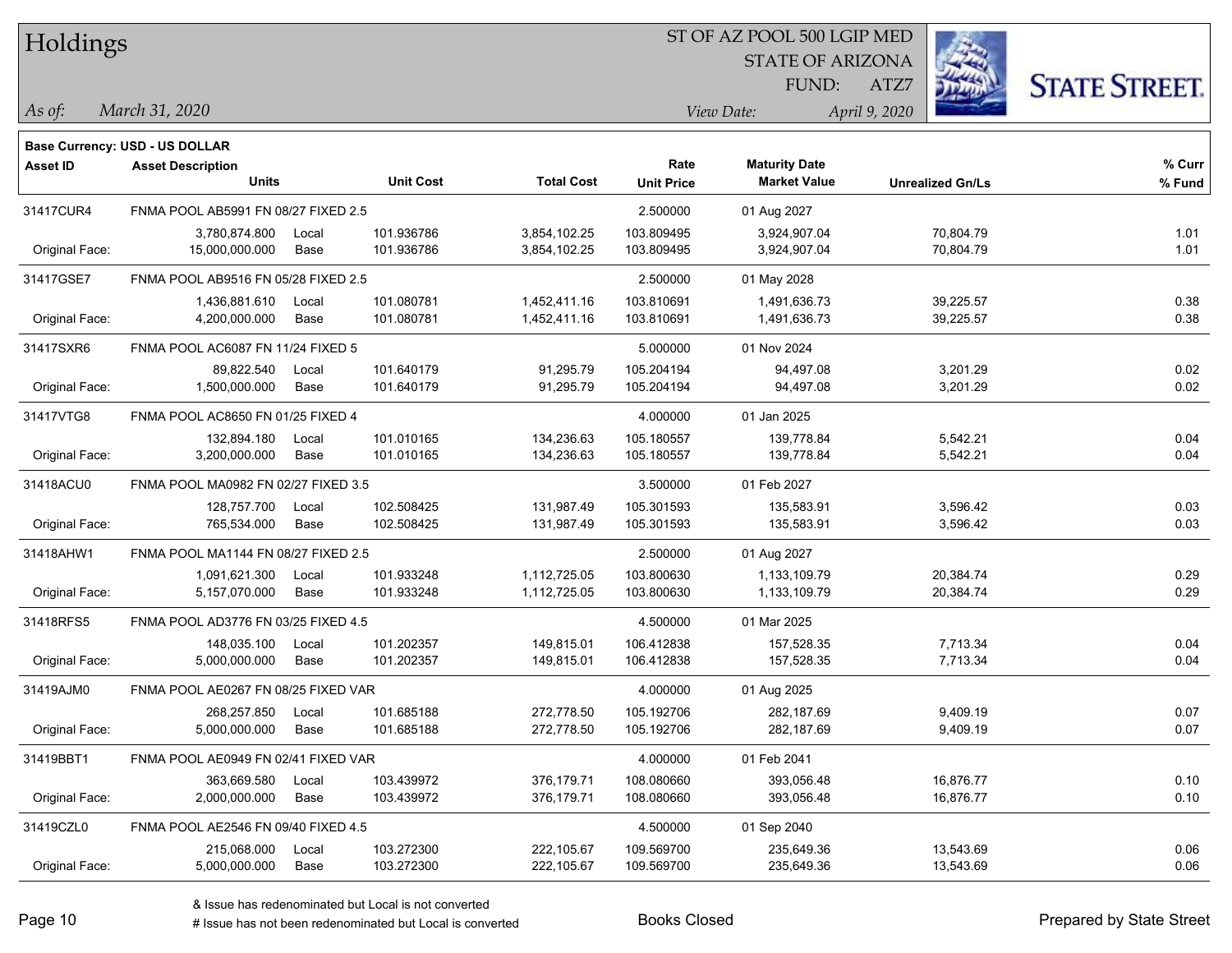# Holdings

ST OF AZ POOL 500 LGIP MED
STATE OF ARIZONA
FUND: ATZ7

*As of: March 31, 2020*

*View Date: April 9, 2020*

**Base Currency: USD - US DOLLAR**

| Asset ID | Asset Description / Units | | Unit Cost | Total Cost | Rate / Unit Price | Maturity Date / Market Value | Unrealized Gn/Ls | % Curr / % Fund |
|---|---|---|---|---|---|---|---|---|
| 31417CUR4 | FNMA POOL AB5991 FN 08/27 FIXED 2.5 | | | | 2.500000 | 01 Aug 2027 | | |
| | 3,780,874.800 | Local | 101.936786 | 3,854,102.25 | 103.809495 | 3,924,907.04 | 70,804.79 | 1.01 |
| Original Face: | 15,000,000.000 | Base | 101.936786 | 3,854,102.25 | 103.809495 | 3,924,907.04 | 70,804.79 | 1.01 |
| 31417GSE7 | FNMA POOL AB9516 FN 05/28 FIXED 2.5 | | | | 2.500000 | 01 May 2028 | | |
| | 1,436,881.610 | Local | 101.080781 | 1,452,411.16 | 103.810691 | 1,491,636.73 | 39,225.57 | 0.38 |
| Original Face: | 4,200,000.000 | Base | 101.080781 | 1,452,411.16 | 103.810691 | 1,491,636.73 | 39,225.57 | 0.38 |
| 31417SXR6 | FNMA POOL AC6087 FN 11/24 FIXED 5 | | | | 5.000000 | 01 Nov 2024 | | |
| | 89,822.540 | Local | 101.640179 | 91,295.79 | 105.204194 | 94,497.08 | 3,201.29 | 0.02 |
| Original Face: | 1,500,000.000 | Base | 101.640179 | 91,295.79 | 105.204194 | 94,497.08 | 3,201.29 | 0.02 |
| 31417VTG8 | FNMA POOL AC8650 FN 01/25 FIXED 4 | | | | 4.000000 | 01 Jan 2025 | | |
| | 132,894.180 | Local | 101.010165 | 134,236.63 | 105.180557 | 139,778.84 | 5,542.21 | 0.04 |
| Original Face: | 3,200,000.000 | Base | 101.010165 | 134,236.63 | 105.180557 | 139,778.84 | 5,542.21 | 0.04 |
| 31418ACU0 | FNMA POOL MA0982 FN 02/27 FIXED 3.5 | | | | 3.500000 | 01 Feb 2027 | | |
| | 128,757.700 | Local | 102.508425 | 131,987.49 | 105.301593 | 135,583.91 | 3,596.42 | 0.03 |
| Original Face: | 765,534.000 | Base | 102.508425 | 131,987.49 | 105.301593 | 135,583.91 | 3,596.42 | 0.03 |
| 31418AHW1 | FNMA POOL MA1144 FN 08/27 FIXED 2.5 | | | | 2.500000 | 01 Aug 2027 | | |
| | 1,091,621.300 | Local | 101.933248 | 1,112,725.05 | 103.800630 | 1,133,109.79 | 20,384.74 | 0.29 |
| Original Face: | 5,157,070.000 | Base | 101.933248 | 1,112,725.05 | 103.800630 | 1,133,109.79 | 20,384.74 | 0.29 |
| 31418RFS5 | FNMA POOL AD3776 FN 03/25 FIXED 4.5 | | | | 4.500000 | 01 Mar 2025 | | |
| | 148,035.100 | Local | 101.202357 | 149,815.01 | 106.412838 | 157,528.35 | 7,713.34 | 0.04 |
| Original Face: | 5,000,000.000 | Base | 101.202357 | 149,815.01 | 106.412838 | 157,528.35 | 7,713.34 | 0.04 |
| 31419AJM0 | FNMA POOL AE0267 FN 08/25 FIXED VAR | | | | 4.000000 | 01 Aug 2025 | | |
| | 268,257.850 | Local | 101.685188 | 272,778.50 | 105.192706 | 282,187.69 | 9,409.19 | 0.07 |
| Original Face: | 5,000,000.000 | Base | 101.685188 | 272,778.50 | 105.192706 | 282,187.69 | 9,409.19 | 0.07 |
| 31419BBT1 | FNMA POOL AE0949 FN 02/41 FIXED VAR | | | | 4.000000 | 01 Feb 2041 | | |
| | 363,669.580 | Local | 103.439972 | 376,179.71 | 108.080660 | 393,056.48 | 16,876.77 | 0.10 |
| Original Face: | 2,000,000.000 | Base | 103.439972 | 376,179.71 | 108.080660 | 393,056.48 | 16,876.77 | 0.10 |
| 31419CZL0 | FNMA POOL AE2546 FN 09/40 FIXED 4.5 | | | | 4.500000 | 01 Sep 2040 | | |
| | 215,068.000 | Local | 103.272300 | 222,105.67 | 109.569700 | 235,649.36 | 13,543.69 | 0.06 |
| Original Face: | 5,000,000.000 | Base | 103.272300 | 222,105.67 | 109.569700 | 235,649.36 | 13,543.69 | 0.06 |

& Issue has redenominated but Local is not converted

# Issue has not been redenominated but Local is converted

Books Closed

Prepared by State Street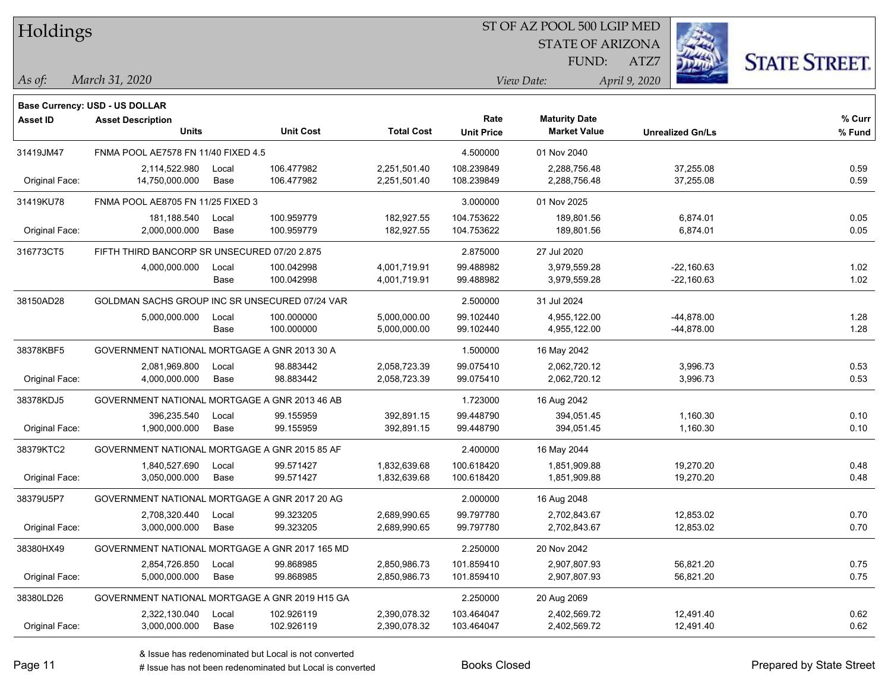# Holdings

ST OF AZ POOL 500 LGIP MED
STATE OF ARIZONA
FUND: ATZ7

*As of:* *March 31, 2020*

*View Date:* *April 9, 2020*

**Base Currency: USD - US DOLLAR**

| Asset ID | Asset Description / Units | | Unit Cost | Total Cost | Rate / Unit Price | Maturity Date / Market Value | Unrealized Gn/Ls | % Curr / % Fund |
|---|---|---|---|---|---|---|---|---|
| 31419JM47 | FNMA POOL AE7578 FN 11/40 FIXED 4.5 | | | | 4.500000 | 01 Nov 2040 | | |
| | 2,114,522.980 | Local | 106.477982 | 2,251,501.40 | 108.239849 | 2,288,756.48 | 37,255.08 | 0.59 |
| Original Face: | 14,750,000.000 | Base | 106.477982 | 2,251,501.40 | 108.239849 | 2,288,756.48 | 37,255.08 | 0.59 |
| 31419KU78 | FNMA POOL AE8705 FN 11/25 FIXED 3 | | | | 3.000000 | 01 Nov 2025 | | |
| | 181,188.540 | Local | 100.959779 | 182,927.55 | 104.753622 | 189,801.56 | 6,874.01 | 0.05 |
| Original Face: | 2,000,000.000 | Base | 100.959779 | 182,927.55 | 104.753622 | 189,801.56 | 6,874.01 | 0.05 |
| 316773CT5 | FIFTH THIRD BANCORP SR UNSECURED 07/20 2.875 | | | | 2.875000 | 27 Jul 2020 | | |
| | 4,000,000.000 | Local | 100.042998 | 4,001,719.91 | 99.488982 | 3,979,559.28 | -22,160.63 | 1.02 |
| | | Base | 100.042998 | 4,001,719.91 | 99.488982 | 3,979,559.28 | -22,160.63 | 1.02 |
| 38150AD28 | GOLDMAN SACHS GROUP INC SR UNSECURED 07/24 VAR | | | | 2.500000 | 31 Jul 2024 | | |
| | 5,000,000.000 | Local | 100.000000 | 5,000,000.00 | 99.102440 | 4,955,122.00 | -44,878.00 | 1.28 |
| | | Base | 100.000000 | 5,000,000.00 | 99.102440 | 4,955,122.00 | -44,878.00 | 1.28 |
| 38378KBF5 | GOVERNMENT NATIONAL MORTGAGE A GNR 2013 30 A | | | | 1.500000 | 16 May 2042 | | |
| | 2,081,969.800 | Local | 98.883442 | 2,058,723.39 | 99.075410 | 2,062,720.12 | 3,996.73 | 0.53 |
| Original Face: | 4,000,000.000 | Base | 98.883442 | 2,058,723.39 | 99.075410 | 2,062,720.12 | 3,996.73 | 0.53 |
| 38378KDJ5 | GOVERNMENT NATIONAL MORTGAGE A GNR 2013 46 AB | | | | 1.723000 | 16 Aug 2042 | | |
| | 396,235.540 | Local | 99.155959 | 392,891.15 | 99.448790 | 394,051.45 | 1,160.30 | 0.10 |
| Original Face: | 1,900,000.000 | Base | 99.155959 | 392,891.15 | 99.448790 | 394,051.45 | 1,160.30 | 0.10 |
| 38379KTC2 | GOVERNMENT NATIONAL MORTGAGE A GNR 2015 85 AF | | | | 2.400000 | 16 May 2044 | | |
| | 1,840,527.690 | Local | 99.571427 | 1,832,639.68 | 100.618420 | 1,851,909.88 | 19,270.20 | 0.48 |
| Original Face: | 3,050,000.000 | Base | 99.571427 | 1,832,639.68 | 100.618420 | 1,851,909.88 | 19,270.20 | 0.48 |
| 38379U5P7 | GOVERNMENT NATIONAL MORTGAGE A GNR 2017 20 AG | | | | 2.000000 | 16 Aug 2048 | | |
| | 2,708,320.440 | Local | 99.323205 | 2,689,990.65 | 99.797780 | 2,702,843.67 | 12,853.02 | 0.70 |
| Original Face: | 3,000,000.000 | Base | 99.323205 | 2,689,990.65 | 99.797780 | 2,702,843.67 | 12,853.02 | 0.70 |
| 38380HX49 | GOVERNMENT NATIONAL MORTGAGE A GNR 2017 165 MD | | | | 2.250000 | 20 Nov 2042 | | |
| | 2,854,726.850 | Local | 99.868985 | 2,850,986.73 | 101.859410 | 2,907,807.93 | 56,821.20 | 0.75 |
| Original Face: | 5,000,000.000 | Base | 99.868985 | 2,850,986.73 | 101.859410 | 2,907,807.93 | 56,821.20 | 0.75 |
| 38380LD26 | GOVERNMENT NATIONAL MORTGAGE A GNR 2019 H15 GA | | | | 2.250000 | 20 Aug 2069 | | |
| | 2,322,130.040 | Local | 102.926119 | 2,390,078.32 | 103.464047 | 2,402,569.72 | 12,491.40 | 0.62 |
| Original Face: | 3,000,000.000 | Base | 102.926119 | 2,390,078.32 | 103.464047 | 2,402,569.72 | 12,491.40 | 0.62 |

& Issue has redenominated but Local is not converted
# Issue has not been redenominated but Local is converted

Books Closed

Prepared by State Street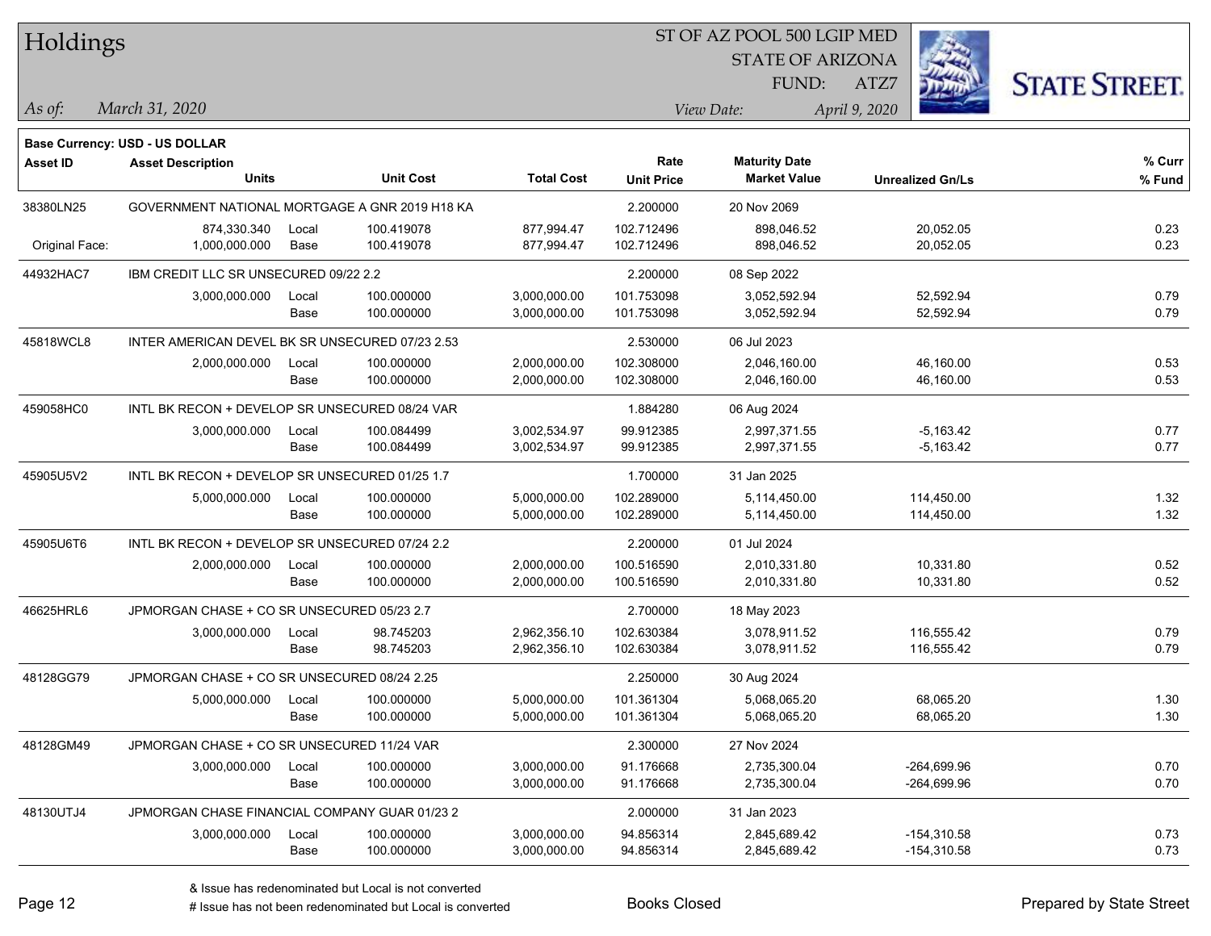# Holdings

ST OF AZ POOL 500 LGIP MED
STATE OF ARIZONA
FUND: ATZ7

*As of:* *March 31, 2020*

*View Date:* *April 9, 2020*

**Base Currency: USD - US DOLLAR**

| Asset ID | Asset Description / Units | | Unit Cost | Total Cost | Rate / Unit Price | Maturity Date / Market Value | Unrealized Gn/Ls | % Curr / % Fund |
|---|---|---|---|---|---|---|---|---|
| 38380LN25 | GOVERNMENT NATIONAL MORTGAGE A GNR 2019 H18 KA | | | | 2.200000 | 20 Nov 2069 | | |
| | 874,330.340 | Local | 100.419078 | 877,994.47 | 102.712496 | 898,046.52 | 20,052.05 | 0.23 |
| Original Face: | 1,000,000.000 | Base | 100.419078 | 877,994.47 | 102.712496 | 898,046.52 | 20,052.05 | 0.23 |
| 44932HAC7 | IBM CREDIT LLC SR UNSECURED 09/22 2.2 | | | | 2.200000 | 08 Sep 2022 | | |
| | 3,000,000.000 | Local | 100.000000 | 3,000,000.00 | 101.753098 | 3,052,592.94 | 52,592.94 | 0.79 |
| | | Base | 100.000000 | 3,000,000.00 | 101.753098 | 3,052,592.94 | 52,592.94 | 0.79 |
| 45818WCL8 | INTER AMERICAN DEVEL BK SR UNSECURED 07/23 2.53 | | | | 2.530000 | 06 Jul 2023 | | |
| | 2,000,000.000 | Local | 100.000000 | 2,000,000.00 | 102.308000 | 2,046,160.00 | 46,160.00 | 0.53 |
| | | Base | 100.000000 | 2,000,000.00 | 102.308000 | 2,046,160.00 | 46,160.00 | 0.53 |
| 459058HC0 | INTL BK RECON + DEVELOP SR UNSECURED 08/24 VAR | | | | 1.884280 | 06 Aug 2024 | | |
| | 3,000,000.000 | Local | 100.084499 | 3,002,534.97 | 99.912385 | 2,997,371.55 | -5,163.42 | 0.77 |
| | | Base | 100.084499 | 3,002,534.97 | 99.912385 | 2,997,371.55 | -5,163.42 | 0.77 |
| 45905U5V2 | INTL BK RECON + DEVELOP SR UNSECURED 01/25 1.7 | | | | 1.700000 | 31 Jan 2025 | | |
| | 5,000,000.000 | Local | 100.000000 | 5,000,000.00 | 102.289000 | 5,114,450.00 | 114,450.00 | 1.32 |
| | | Base | 100.000000 | 5,000,000.00 | 102.289000 | 5,114,450.00 | 114,450.00 | 1.32 |
| 45905U6T6 | INTL BK RECON + DEVELOP SR UNSECURED 07/24 2.2 | | | | 2.200000 | 01 Jul 2024 | | |
| | 2,000,000.000 | Local | 100.000000 | 2,000,000.00 | 100.516590 | 2,010,331.80 | 10,331.80 | 0.52 |
| | | Base | 100.000000 | 2,000,000.00 | 100.516590 | 2,010,331.80 | 10,331.80 | 0.52 |
| 46625HRL6 | JPMORGAN CHASE + CO SR UNSECURED 05/23 2.7 | | | | 2.700000 | 18 May 2023 | | |
| | 3,000,000.000 | Local | 98.745203 | 2,962,356.10 | 102.630384 | 3,078,911.52 | 116,555.42 | 0.79 |
| | | Base | 98.745203 | 2,962,356.10 | 102.630384 | 3,078,911.52 | 116,555.42 | 0.79 |
| 48128GG79 | JPMORGAN CHASE + CO SR UNSECURED 08/24 2.25 | | | | 2.250000 | 30 Aug 2024 | | |
| | 5,000,000.000 | Local | 100.000000 | 5,000,000.00 | 101.361304 | 5,068,065.20 | 68,065.20 | 1.30 |
| | | Base | 100.000000 | 5,000,000.00 | 101.361304 | 5,068,065.20 | 68,065.20 | 1.30 |
| 48128GM49 | JPMORGAN CHASE + CO SR UNSECURED 11/24 VAR | | | | 2.300000 | 27 Nov 2024 | | |
| | 3,000,000.000 | Local | 100.000000 | 3,000,000.00 | 91.176668 | 2,735,300.04 | -264,699.96 | 0.70 |
| | | Base | 100.000000 | 3,000,000.00 | 91.176668 | 2,735,300.04 | -264,699.96 | 0.70 |
| 48130UTJ4 | JPMORGAN CHASE FINANCIAL COMPANY GUAR 01/23 2 | | | | 2.000000 | 31 Jan 2023 | | |
| | 3,000,000.000 | Local | 100.000000 | 3,000,000.00 | 94.856314 | 2,845,689.42 | -154,310.58 | 0.73 |
| | | Base | 100.000000 | 3,000,000.00 | 94.856314 | 2,845,689.42 | -154,310.58 | 0.73 |

& Issue has redenominated but Local is not converted

# Issue has not been redenominated but Local is converted

Books Closed

Prepared by State Street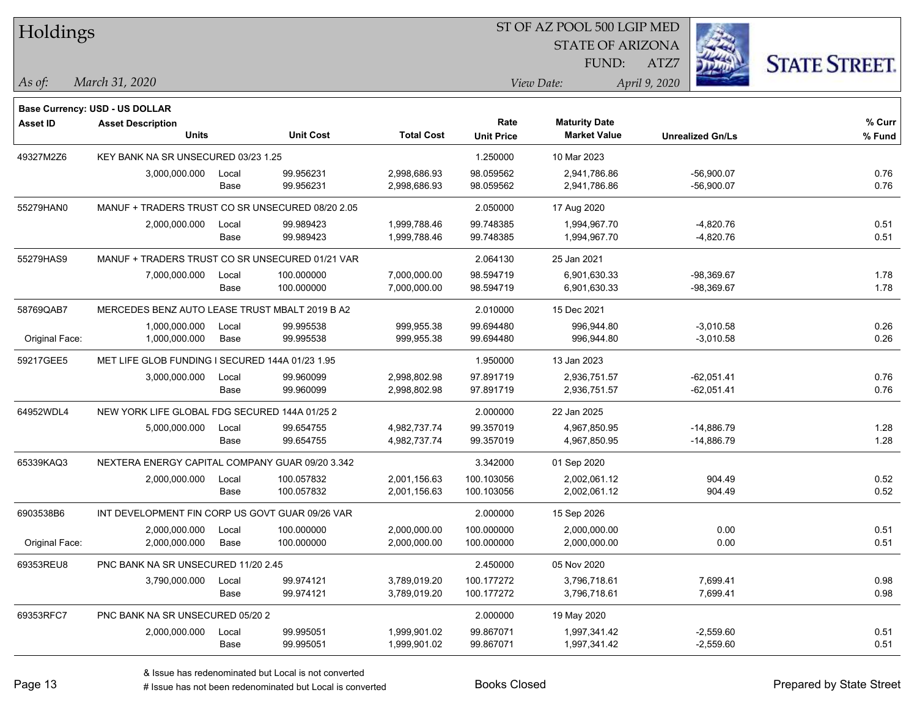# Holdings

ST OF AZ POOL 500 LGIP MED
STATE OF ARIZONA
FUND: ATZ7

*As of:* *March 31, 2020*
*View Date:* *April 9, 2020*

**Base Currency: USD - US DOLLAR**

| Asset ID | Asset Description / Units | | Unit Cost | Total Cost | Rate / Unit Price | Maturity Date / Market Value | Unrealized Gn/Ls | % Curr / % Fund |
|---|---|---|---|---|---|---|---|---|
| 49327M2Z6 | KEY BANK NA SR UNSECURED 03/23 1.25 | | | | 1.250000 | 10 Mar 2023 | | |
| | 3,000,000.000 | Local | 99.956231 | 2,998,686.93 | 98.059562 | 2,941,786.86 | -56,900.07 | 0.76 |
| | | Base | 99.956231 | 2,998,686.93 | 98.059562 | 2,941,786.86 | -56,900.07 | 0.76 |
| 55279HAN0 | MANUF + TRADERS TRUST CO SR UNSECURED 08/20 2.05 | | | | 2.050000 | 17 Aug 2020 | | |
| | 2,000,000.000 | Local | 99.989423 | 1,999,788.46 | 99.748385 | 1,994,967.70 | -4,820.76 | 0.51 |
| | | Base | 99.989423 | 1,999,788.46 | 99.748385 | 1,994,967.70 | -4,820.76 | 0.51 |
| 55279HAS9 | MANUF + TRADERS TRUST CO SR UNSECURED 01/21 VAR | | | | 2.064130 | 25 Jan 2021 | | |
| | 7,000,000.000 | Local | 100.000000 | 7,000,000.00 | 98.594719 | 6,901,630.33 | -98,369.67 | 1.78 |
| | | Base | 100.000000 | 7,000,000.00 | 98.594719 | 6,901,630.33 | -98,369.67 | 1.78 |
| 58769QAB7 | MERCEDES BENZ AUTO LEASE TRUST MBALT 2019 B A2 | | | | 2.010000 | 15 Dec 2021 | | |
| | 1,000,000.000 | Local | 99.995538 | 999,955.38 | 99.694480 | 996,944.80 | -3,010.58 | 0.26 |
| Original Face: | 1,000,000.000 | Base | 99.995538 | 999,955.38 | 99.694480 | 996,944.80 | -3,010.58 | 0.26 |
| 59217GEE5 | MET LIFE GLOB FUNDING I SECURED 144A 01/23 1.95 | | | | 1.950000 | 13 Jan 2023 | | |
| | 3,000,000.000 | Local | 99.960099 | 2,998,802.98 | 97.891719 | 2,936,751.57 | -62,051.41 | 0.76 |
| | | Base | 99.960099 | 2,998,802.98 | 97.891719 | 2,936,751.57 | -62,051.41 | 0.76 |
| 64952WDL4 | NEW YORK LIFE GLOBAL FDG SECURED 144A 01/25 2 | | | | 2.000000 | 22 Jan 2025 | | |
| | 5,000,000.000 | Local | 99.654755 | 4,982,737.74 | 99.357019 | 4,967,850.95 | -14,886.79 | 1.28 |
| | | Base | 99.654755 | 4,982,737.74 | 99.357019 | 4,967,850.95 | -14,886.79 | 1.28 |
| 65339KAQ3 | NEXTERA ENERGY CAPITAL COMPANY GUAR 09/20 3.342 | | | | 3.342000 | 01 Sep 2020 | | |
| | 2,000,000.000 | Local | 100.057832 | 2,001,156.63 | 100.103056 | 2,002,061.12 | 904.49 | 0.52 |
| | | Base | 100.057832 | 2,001,156.63 | 100.103056 | 2,002,061.12 | 904.49 | 0.52 |
| 6903538B6 | INT DEVELOPMENT FIN CORP US GOVT GUAR 09/26 VAR | | | | 2.000000 | 15 Sep 2026 | | |
| | 2,000,000.000 | Local | 100.000000 | 2,000,000.00 | 100.000000 | 2,000,000.00 | 0.00 | 0.51 |
| Original Face: | 2,000,000.000 | Base | 100.000000 | 2,000,000.00 | 100.000000 | 2,000,000.00 | 0.00 | 0.51 |
| 69353REU8 | PNC BANK NA SR UNSECURED 11/20 2.45 | | | | 2.450000 | 05 Nov 2020 | | |
| | 3,790,000.000 | Local | 99.974121 | 3,789,019.20 | 100.177272 | 3,796,718.61 | 7,699.41 | 0.98 |
| | | Base | 99.974121 | 3,789,019.20 | 100.177272 | 3,796,718.61 | 7,699.41 | 0.98 |
| 69353RFC7 | PNC BANK NA SR UNSECURED 05/20 2 | | | | 2.000000 | 19 May 2020 | | |
| | 2,000,000.000 | Local | 99.995051 | 1,999,901.02 | 99.867071 | 1,997,341.42 | -2,559.60 | 0.51 |
| | | Base | 99.995051 | 1,999,901.02 | 99.867071 | 1,997,341.42 | -2,559.60 | 0.51 |

& Issue has redenominated but Local is not converted
# Issue has not been redenominated but Local is converted

Books Closed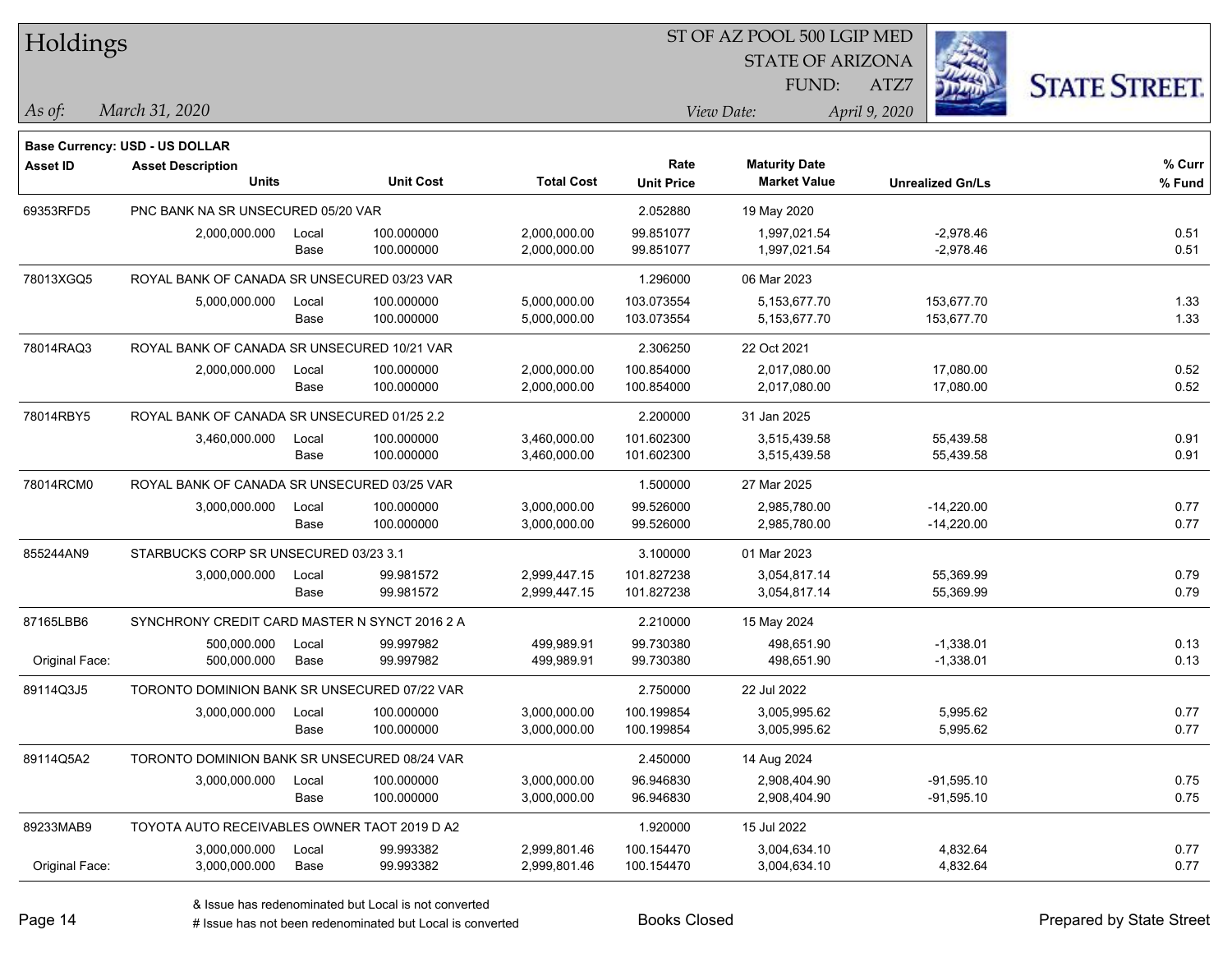# Holdings

ST OF AZ POOL 500 LGIP MED
STATE OF ARIZONA
FUND: ATZ7

*As of:* *March 31, 2020*

*View Date:* *April 9, 2020*

**Base Currency: USD - US DOLLAR**

| Asset ID | Asset Description / Units | | Unit Cost | Total Cost | Rate / Unit Price | Maturity Date / Market Value | Unrealized Gn/Ls | % Curr / % Fund |
|---|---|---|---|---|---|---|---|---|
| 69353RFD5 | PNC BANK NA SR UNSECURED 05/20 VAR | | | | 2.052880 | 19 May 2020 | | |
| | 2,000,000.000 | Local | 100.000000 | 2,000,000.00 | 99.851077 | 1,997,021.54 | -2,978.46 | 0.51 |
| | | Base | 100.000000 | 2,000,000.00 | 99.851077 | 1,997,021.54 | -2,978.46 | 0.51 |
| 78013XGQ5 | ROYAL BANK OF CANADA SR UNSECURED 03/23 VAR | | | | 1.296000 | 06 Mar 2023 | | |
| | 5,000,000.000 | Local | 100.000000 | 5,000,000.00 | 103.073554 | 5,153,677.70 | 153,677.70 | 1.33 |
| | | Base | 100.000000 | 5,000,000.00 | 103.073554 | 5,153,677.70 | 153,677.70 | 1.33 |
| 78014RAQ3 | ROYAL BANK OF CANADA SR UNSECURED 10/21 VAR | | | | 2.306250 | 22 Oct 2021 | | |
| | 2,000,000.000 | Local | 100.000000 | 2,000,000.00 | 100.854000 | 2,017,080.00 | 17,080.00 | 0.52 |
| | | Base | 100.000000 | 2,000,000.00 | 100.854000 | 2,017,080.00 | 17,080.00 | 0.52 |
| 78014RBY5 | ROYAL BANK OF CANADA SR UNSECURED 01/25 2.2 | | | | 2.200000 | 31 Jan 2025 | | |
| | 3,460,000.000 | Local | 100.000000 | 3,460,000.00 | 101.602300 | 3,515,439.58 | 55,439.58 | 0.91 |
| | | Base | 100.000000 | 3,460,000.00 | 101.602300 | 3,515,439.58 | 55,439.58 | 0.91 |
| 78014RCM0 | ROYAL BANK OF CANADA SR UNSECURED 03/25 VAR | | | | 1.500000 | 27 Mar 2025 | | |
| | 3,000,000.000 | Local | 100.000000 | 3,000,000.00 | 99.526000 | 2,985,780.00 | -14,220.00 | 0.77 |
| | | Base | 100.000000 | 3,000,000.00 | 99.526000 | 2,985,780.00 | -14,220.00 | 0.77 |
| 855244AN9 | STARBUCKS CORP SR UNSECURED 03/23 3.1 | | | | 3.100000 | 01 Mar 2023 | | |
| | 3,000,000.000 | Local | 99.981572 | 2,999,447.15 | 101.827238 | 3,054,817.14 | 55,369.99 | 0.79 |
| | | Base | 99.981572 | 2,999,447.15 | 101.827238 | 3,054,817.14 | 55,369.99 | 0.79 |
| 87165LBB6 | SYNCHRONY CREDIT CARD MASTER N SYNCT 2016 2 A | | | | 2.210000 | 15 May 2024 | | |
| | 500,000.000 | Local | 99.997982 | 499,989.91 | 99.730380 | 498,651.90 | -1,338.01 | 0.13 |
| Original Face: | 500,000.000 | Base | 99.997982 | 499,989.91 | 99.730380 | 498,651.90 | -1,338.01 | 0.13 |
| 89114Q3J5 | TORONTO DOMINION BANK SR UNSECURED 07/22 VAR | | | | 2.750000 | 22 Jul 2022 | | |
| | 3,000,000.000 | Local | 100.000000 | 3,000,000.00 | 100.199854 | 3,005,995.62 | 5,995.62 | 0.77 |
| | | Base | 100.000000 | 3,000,000.00 | 100.199854 | 3,005,995.62 | 5,995.62 | 0.77 |
| 89114Q5A2 | TORONTO DOMINION BANK SR UNSECURED 08/24 VAR | | | | 2.450000 | 14 Aug 2024 | | |
| | 3,000,000.000 | Local | 100.000000 | 3,000,000.00 | 96.946830 | 2,908,404.90 | -91,595.10 | 0.75 |
| | | Base | 100.000000 | 3,000,000.00 | 96.946830 | 2,908,404.90 | -91,595.10 | 0.75 |
| 89233MAB9 | TOYOTA AUTO RECEIVABLES OWNER TAOT 2019 D A2 | | | | 1.920000 | 15 Jul 2022 | | |
| | 3,000,000.000 | Local | 99.993382 | 2,999,801.46 | 100.154470 | 3,004,634.10 | 4,832.64 | 0.77 |
| Original Face: | 3,000,000.000 | Base | 99.993382 | 2,999,801.46 | 100.154470 | 3,004,634.10 | 4,832.64 | 0.77 |

& Issue has redenominated but Local is not converted
# Issue has not been redenominated but Local is converted

Books Closed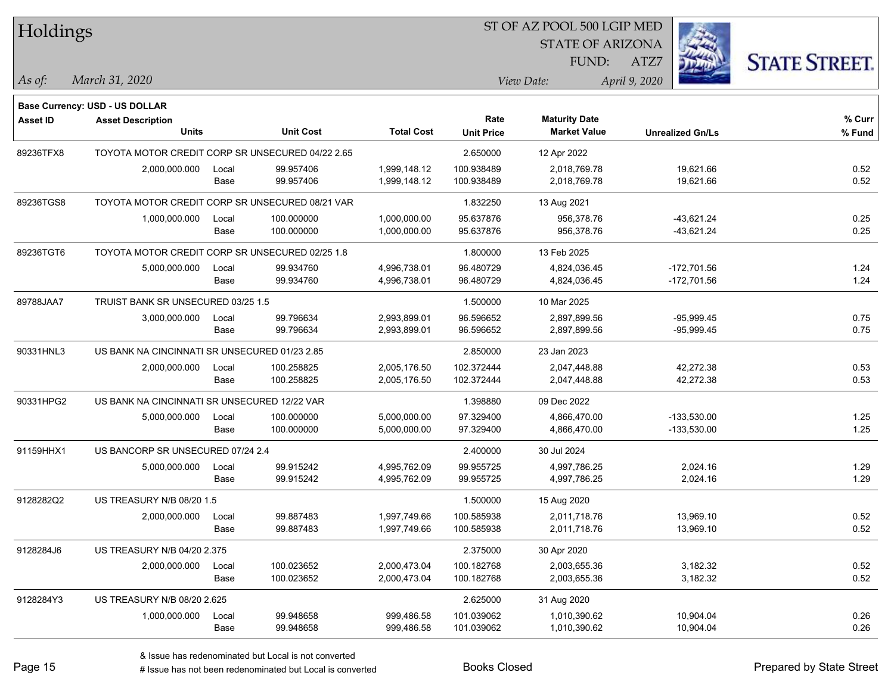# Holdings

ST OF AZ POOL 500 LGIP MED
STATE OF ARIZONA
FUND: ATZ7

*As of: March 31, 2020*

*View Date: April 9, 2020*

**Base Currency: USD - US DOLLAR**

| Asset ID | Asset Description / Units | | Unit Cost | Total Cost | Rate / Unit Price | Maturity Date / Market Value | Unrealized Gn/Ls | % Curr / % Fund |
|---|---|---|---|---|---|---|---|---|
| 89236TFX8 | TOYOTA MOTOR CREDIT CORP SR UNSECURED 04/22 2.65 | | | | 2.650000 | 12 Apr 2022 | | |
| | 2,000,000.000 | Local | 99.957406 | 1,999,148.12 | 100.938489 | 2,018,769.78 | 19,621.66 | 0.52 |
| | | Base | 99.957406 | 1,999,148.12 | 100.938489 | 2,018,769.78 | 19,621.66 | 0.52 |
| 89236TGS8 | TOYOTA MOTOR CREDIT CORP SR UNSECURED 08/21 VAR | | | | 1.832250 | 13 Aug 2021 | | |
| | 1,000,000.000 | Local | 100.000000 | 1,000,000.00 | 95.637876 | 956,378.76 | -43,621.24 | 0.25 |
| | | Base | 100.000000 | 1,000,000.00 | 95.637876 | 956,378.76 | -43,621.24 | 0.25 |
| 89236TGT6 | TOYOTA MOTOR CREDIT CORP SR UNSECURED 02/25 1.8 | | | | 1.800000 | 13 Feb 2025 | | |
| | 5,000,000.000 | Local | 99.934760 | 4,996,738.01 | 96.480729 | 4,824,036.45 | -172,701.56 | 1.24 |
| | | Base | 99.934760 | 4,996,738.01 | 96.480729 | 4,824,036.45 | -172,701.56 | 1.24 |
| 89788JAA7 | TRUIST BANK SR UNSECURED 03/25 1.5 | | | | 1.500000 | 10 Mar 2025 | | |
| | 3,000,000.000 | Local | 99.796634 | 2,993,899.01 | 96.596652 | 2,897,899.56 | -95,999.45 | 0.75 |
| | | Base | 99.796634 | 2,993,899.01 | 96.596652 | 2,897,899.56 | -95,999.45 | 0.75 |
| 90331HNL3 | US BANK NA CINCINNATI SR UNSECURED 01/23 2.85 | | | | 2.850000 | 23 Jan 2023 | | |
| | 2,000,000.000 | Local | 100.258825 | 2,005,176.50 | 102.372444 | 2,047,448.88 | 42,272.38 | 0.53 |
| | | Base | 100.258825 | 2,005,176.50 | 102.372444 | 2,047,448.88 | 42,272.38 | 0.53 |
| 90331HPG2 | US BANK NA CINCINNATI SR UNSECURED 12/22 VAR | | | | 1.398880 | 09 Dec 2022 | | |
| | 5,000,000.000 | Local | 100.000000 | 5,000,000.00 | 97.329400 | 4,866,470.00 | -133,530.00 | 1.25 |
| | | Base | 100.000000 | 5,000,000.00 | 97.329400 | 4,866,470.00 | -133,530.00 | 1.25 |
| 91159HHX1 | US BANCORP SR UNSECURED 07/24 2.4 | | | | 2.400000 | 30 Jul 2024 | | |
| | 5,000,000.000 | Local | 99.915242 | 4,995,762.09 | 99.955725 | 4,997,786.25 | 2,024.16 | 1.29 |
| | | Base | 99.915242 | 4,995,762.09 | 99.955725 | 4,997,786.25 | 2,024.16 | 1.29 |
| 9128282Q2 | US TREASURY N/B 08/20 1.5 | | | | 1.500000 | 15 Aug 2020 | | |
| | 2,000,000.000 | Local | 99.887483 | 1,997,749.66 | 100.585938 | 2,011,718.76 | 13,969.10 | 0.52 |
| | | Base | 99.887483 | 1,997,749.66 | 100.585938 | 2,011,718.76 | 13,969.10 | 0.52 |
| 9128284J6 | US TREASURY N/B 04/20 2.375 | | | | 2.375000 | 30 Apr 2020 | | |
| | 2,000,000.000 | Local | 100.023652 | 2,000,473.04 | 100.182768 | 2,003,655.36 | 3,182.32 | 0.52 |
| | | Base | 100.023652 | 2,000,473.04 | 100.182768 | 2,003,655.36 | 3,182.32 | 0.52 |
| 9128284Y3 | US TREASURY N/B 08/20 2.625 | | | | 2.625000 | 31 Aug 2020 | | |
| | 1,000,000.000 | Local | 99.948658 | 999,486.58 | 101.039062 | 1,010,390.62 | 10,904.04 | 0.26 |
| | | Base | 99.948658 | 999,486.58 | 101.039062 | 1,010,390.62 | 10,904.04 | 0.26 |

& Issue has redenominated but Local is not converted

# Issue has not been redenominated but Local is converted

Books Closed

Prepared by State Street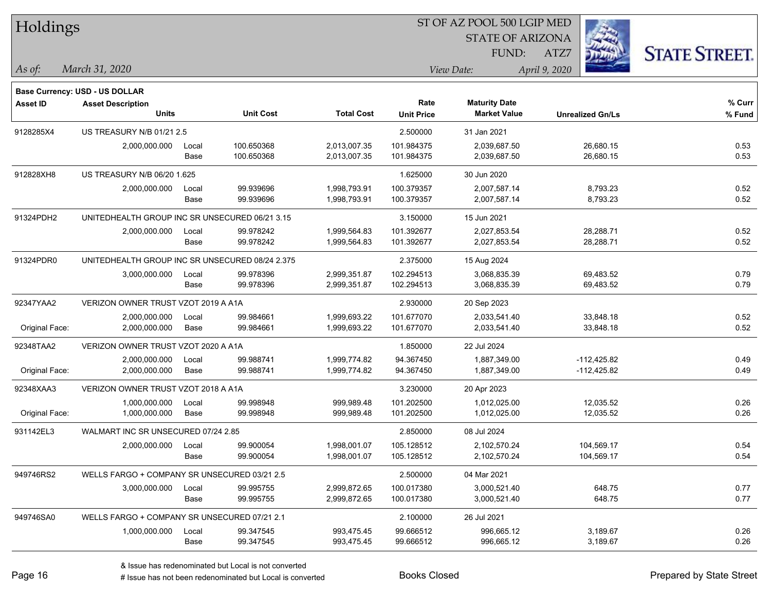# Holdings

ST OF AZ POOL 500 LGIP MED
STATE OF ARIZONA
FUND: ATZ7

*As of:* *March 31, 2020*

*View Date:* *April 9, 2020*

**Base Currency: USD - US DOLLAR**

| Asset ID | Asset Description / Units | | Unit Cost | Total Cost | Rate / Unit Price | Maturity Date / Market Value | Unrealized Gn/Ls | % Curr / % Fund |
|---|---|---|---|---|---|---|---|---|
| 9128285X4 | US TREASURY N/B 01/21 2.5 | | | | 2.500000 | 31 Jan 2021 | | |
| | 2,000,000.000 | Local | 100.650368 | 2,013,007.35 | 101.984375 | 2,039,687.50 | 26,680.15 | 0.53 |
| | | Base | 100.650368 | 2,013,007.35 | 101.984375 | 2,039,687.50 | 26,680.15 | 0.53 |
| 912828XH8 | US TREASURY N/B 06/20 1.625 | | | | 1.625000 | 30 Jun 2020 | | |
| | 2,000,000.000 | Local | 99.939696 | 1,998,793.91 | 100.379357 | 2,007,587.14 | 8,793.23 | 0.52 |
| | | Base | 99.939696 | 1,998,793.91 | 100.379357 | 2,007,587.14 | 8,793.23 | 0.52 |
| 91324PDH2 | UNITEDHEALTH GROUP INC SR UNSECURED 06/21 3.15 | | | | 3.150000 | 15 Jun 2021 | | |
| | 2,000,000.000 | Local | 99.978242 | 1,999,564.83 | 101.392677 | 2,027,853.54 | 28,288.71 | 0.52 |
| | | Base | 99.978242 | 1,999,564.83 | 101.392677 | 2,027,853.54 | 28,288.71 | 0.52 |
| 91324PDR0 | UNITEDHEALTH GROUP INC SR UNSECURED 08/24 2.375 | | | | 2.375000 | 15 Aug 2024 | | |
| | 3,000,000.000 | Local | 99.978396 | 2,999,351.87 | 102.294513 | 3,068,835.39 | 69,483.52 | 0.79 |
| | | Base | 99.978396 | 2,999,351.87 | 102.294513 | 3,068,835.39 | 69,483.52 | 0.79 |
| 92347YAA2 | VERIZON OWNER TRUST VZOT 2019 A A1A | | | | 2.930000 | 20 Sep 2023 | | |
| | 2,000,000.000 | Local | 99.984661 | 1,999,693.22 | 101.677070 | 2,033,541.40 | 33,848.18 | 0.52 |
| Original Face: | 2,000,000.000 | Base | 99.984661 | 1,999,693.22 | 101.677070 | 2,033,541.40 | 33,848.18 | 0.52 |
| 92348TAA2 | VERIZON OWNER TRUST VZOT 2020 A A1A | | | | 1.850000 | 22 Jul 2024 | | |
| | 2,000,000.000 | Local | 99.988741 | 1,999,774.82 | 94.367450 | 1,887,349.00 | -112,425.82 | 0.49 |
| Original Face: | 2,000,000.000 | Base | 99.988741 | 1,999,774.82 | 94.367450 | 1,887,349.00 | -112,425.82 | 0.49 |
| 92348XAA3 | VERIZON OWNER TRUST VZOT 2018 A A1A | | | | 3.230000 | 20 Apr 2023 | | |
| | 1,000,000.000 | Local | 99.998948 | 999,989.48 | 101.202500 | 1,012,025.00 | 12,035.52 | 0.26 |
| Original Face: | 1,000,000.000 | Base | 99.998948 | 999,989.48 | 101.202500 | 1,012,025.00 | 12,035.52 | 0.26 |
| 931142EL3 | WALMART INC SR UNSECURED 07/24 2.85 | | | | 2.850000 | 08 Jul 2024 | | |
| | 2,000,000.000 | Local | 99.900054 | 1,998,001.07 | 105.128512 | 2,102,570.24 | 104,569.17 | 0.54 |
| | | Base | 99.900054 | 1,998,001.07 | 105.128512 | 2,102,570.24 | 104,569.17 | 0.54 |
| 949746RS2 | WELLS FARGO + COMPANY SR UNSECURED 03/21 2.5 | | | | 2.500000 | 04 Mar 2021 | | |
| | 3,000,000.000 | Local | 99.995755 | 2,999,872.65 | 100.017380 | 3,000,521.40 | 648.75 | 0.77 |
| | | Base | 99.995755 | 2,999,872.65 | 100.017380 | 3,000,521.40 | 648.75 | 0.77 |
| 949746SA0 | WELLS FARGO + COMPANY SR UNSECURED 07/21 2.1 | | | | 2.100000 | 26 Jul 2021 | | |
| | 1,000,000.000 | Local | 99.347545 | 993,475.45 | 99.666512 | 996,665.12 | 3,189.67 | 0.26 |
| | | Base | 99.347545 | 993,475.45 | 99.666512 | 996,665.12 | 3,189.67 | 0.26 |

& Issue has redenominated but Local is not converted
# Issue has not been redenominated but Local is converted

Books Closed

Prepared by State Street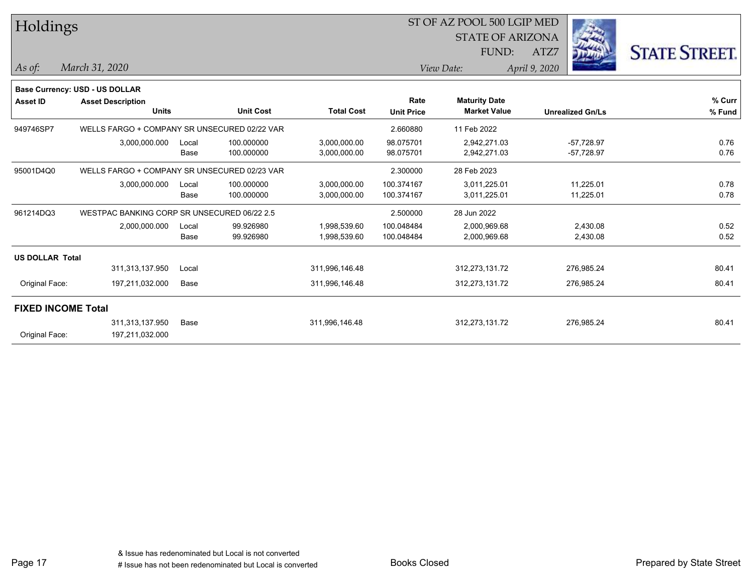# Holdings

ST OF AZ POOL 500 LGIP MED
STATE OF ARIZONA
FUND: ATZ7

*As of:* *March 31, 2020*
*View Date:* *April 9, 2020*

**Base Currency: USD - US DOLLAR**

| Asset ID | Asset Description / Units | | Unit Cost | Total Cost | Rate / Unit Price | Maturity Date / Market Value | Unrealized Gn/Ls | % Curr / % Fund |
|---|---|---|---|---|---|---|---|---|
| 949746SP7 | WELLS FARGO + COMPANY SR UNSECURED 02/22 VAR | | | | 2.660880 | 11 Feb 2022 | | |
| | 3,000,000.000 | Local | 100.000000 | 3,000,000.00 | 98.075701 | 2,942,271.03 | -57,728.97 | 0.76 |
| | | Base | 100.000000 | 3,000,000.00 | 98.075701 | 2,942,271.03 | -57,728.97 | 0.76 |
| 95001D4Q0 | WELLS FARGO + COMPANY SR UNSECURED 02/23 VAR | | | | 2.300000 | 28 Feb 2023 | | |
| | 3,000,000.000 | Local | 100.000000 | 3,000,000.00 | 100.374167 | 3,011,225.01 | 11,225.01 | 0.78 |
| | | Base | 100.000000 | 3,000,000.00 | 100.374167 | 3,011,225.01 | 11,225.01 | 0.78 |
| 961214DQ3 | WESTPAC BANKING CORP SR UNSECURED 06/22 2.5 | | | | 2.500000 | 28 Jun 2022 | | |
| | 2,000,000.000 | Local | 99.926980 | 1,998,539.60 | 100.048484 | 2,000,969.68 | 2,430.08 | 0.52 |
| | | Base | 99.926980 | 1,998,539.60 | 100.048484 | 2,000,969.68 | 2,430.08 | 0.52 |
| **US DOLLAR Total** | | | | | | | | |
| | 311,313,137.950 | Local | | 311,996,146.48 | | 312,273,131.72 | 276,985.24 | 80.41 |
| Original Face: | 197,211,032.000 | Base | | 311,996,146.48 | | 312,273,131.72 | 276,985.24 | 80.41 |
| **FIXED INCOME Total** | | | | | | | | |
| | 311,313,137.950 | Base | | 311,996,146.48 | | 312,273,131.72 | 276,985.24 | 80.41 |
| Original Face: | 197,211,032.000 | | | | | | | |

& Issue has redenominated but Local is not converted
# Issue has not been redenominated but Local is converted

Books Closed

Prepared by State Street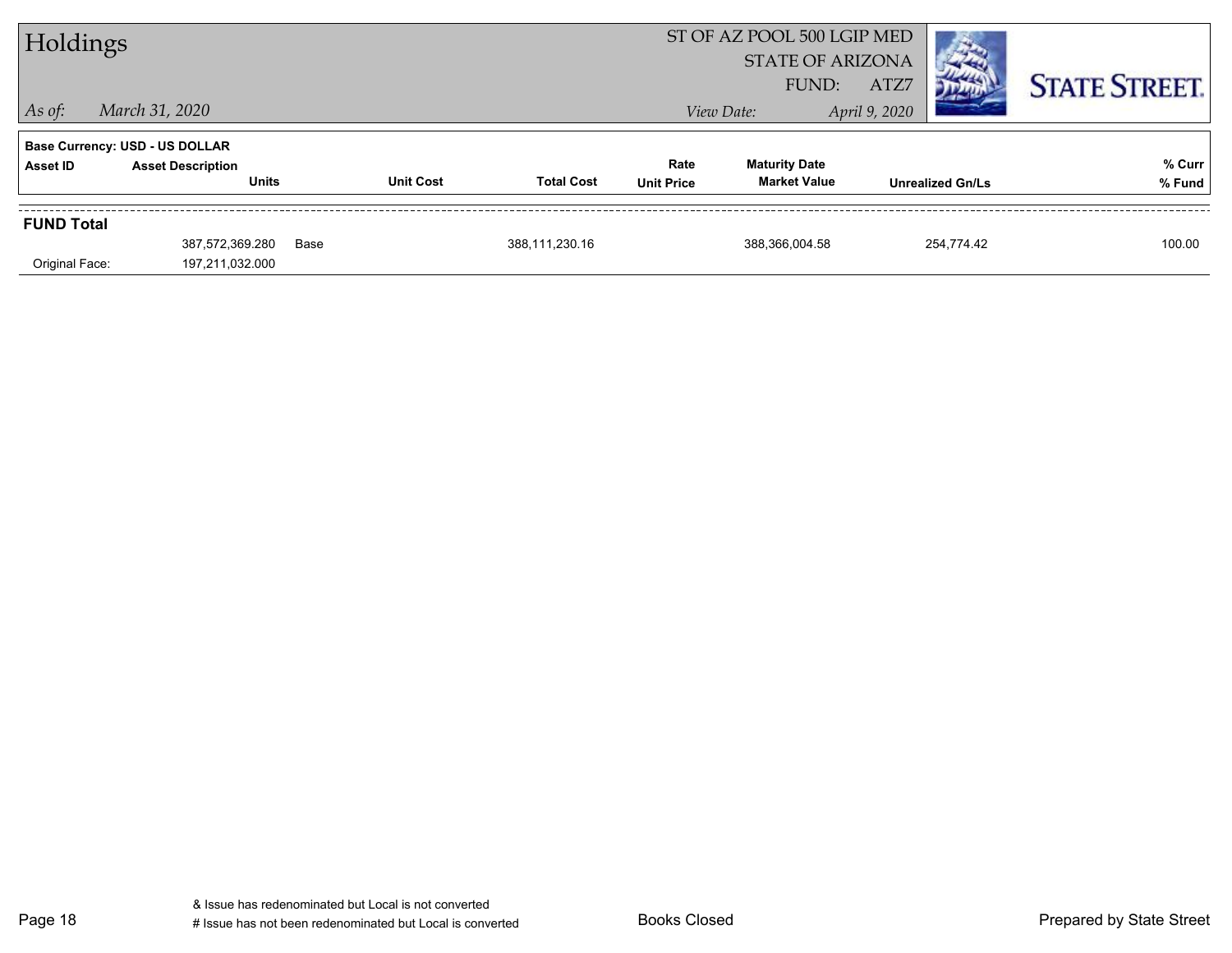# Holdings

ST OF AZ POOL 500 LGIP MED
STATE OF ARIZONA
FUND: ATZ7

*As of:* *March 31, 2020*

*View Date:* *April 9, 2020*

**STATE STREET.**

**Base Currency: USD - US DOLLAR**

| Asset ID | Asset Description / Units | | Unit Cost | Total Cost | Rate / Unit Price | Maturity Date / Market Value | Unrealized Gn/Ls | % Curr / % Fund |
|---|---|---|---|---|---|---|---|---|
| **FUND Total** | | | | | | | | |
| | 387,572,369.280 | Base | | 388,111,230.16 | | 388,366,004.58 | 254,774.42 | 100.00 |
| Original Face: | 197,211,032.000 | | | | | | | |

& Issue has redenominated but Local is not converted
# Issue has not been redenominated but Local is converted

Books Closed

Prepared by State Street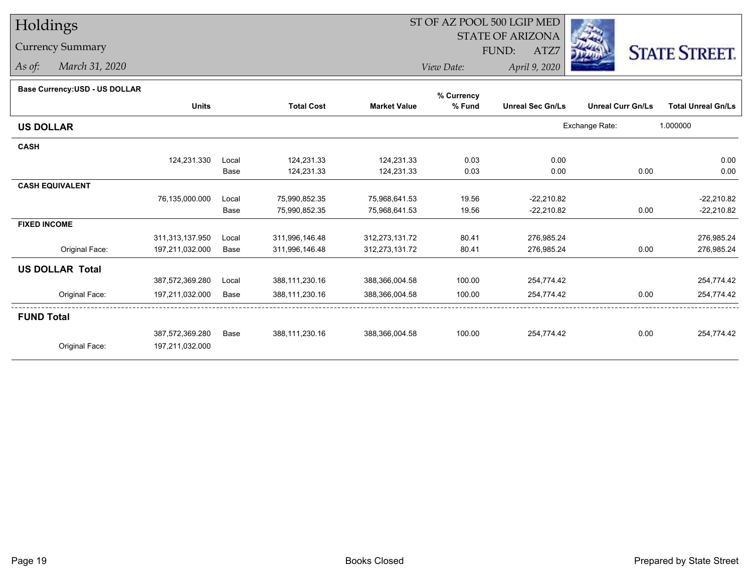# Holdings

## Currency Summary

*As of: March 31, 2020*

ST OF AZ POOL 500 LGIP MED
STATE OF ARIZONA
FUND: ATZ7

*View Date: April 9, 2020*

STATE STREET.

**Base Currency:USD - US DOLLAR**

| | Units | | Total Cost | Market Value | % Currency % Fund | Unreal Sec Gn/Ls | Unreal Curr Gn/Ls | Total Unreal Gn/Ls |
|---|---|---|---|---|---|---|---|---|
| **US DOLLAR** | | | | | | | Exchange Rate: | 1.000000 |
| **CASH** | | | | | | | | |
| | 124,231.330 | Local | 124,231.33 | 124,231.33 | 0.03 | 0.00 | | 0.00 |
| | | Base | 124,231.33 | 124,231.33 | 0.03 | 0.00 | 0.00 | 0.00 |
| **CASH EQUIVALENT** | | | | | | | | |
| | 76,135,000.000 | Local | 75,990,852.35 | 75,968,641.53 | 19.56 | -22,210.82 | | -22,210.82 |
| | | Base | 75,990,852.35 | 75,968,641.53 | 19.56 | -22,210.82 | 0.00 | -22,210.82 |
| **FIXED INCOME** | | | | | | | | |
| | 311,313,137.950 | Local | 311,996,146.48 | 312,273,131.72 | 80.41 | 276,985.24 | | 276,985.24 |
| Original Face: | 197,211,032.000 | Base | 311,996,146.48 | 312,273,131.72 | 80.41 | 276,985.24 | 0.00 | 276,985.24 |
| **US DOLLAR Total** | | | | | | | | |
| | 387,572,369.280 | Local | 388,111,230.16 | 388,366,004.58 | 100.00 | 254,774.42 | | 254,774.42 |
| Original Face: | 197,211,032.000 | Base | 388,111,230.16 | 388,366,004.58 | 100.00 | 254,774.42 | 0.00 | 254,774.42 |
| **FUND Total** | | | | | | | | |
| | 387,572,369.280 | Base | 388,111,230.16 | 388,366,004.58 | 100.00 | 254,774.42 | 0.00 | 254,774.42 |
| Original Face: | 197,211,032.000 | | | | | | | |

Books Closed

Prepared by State Street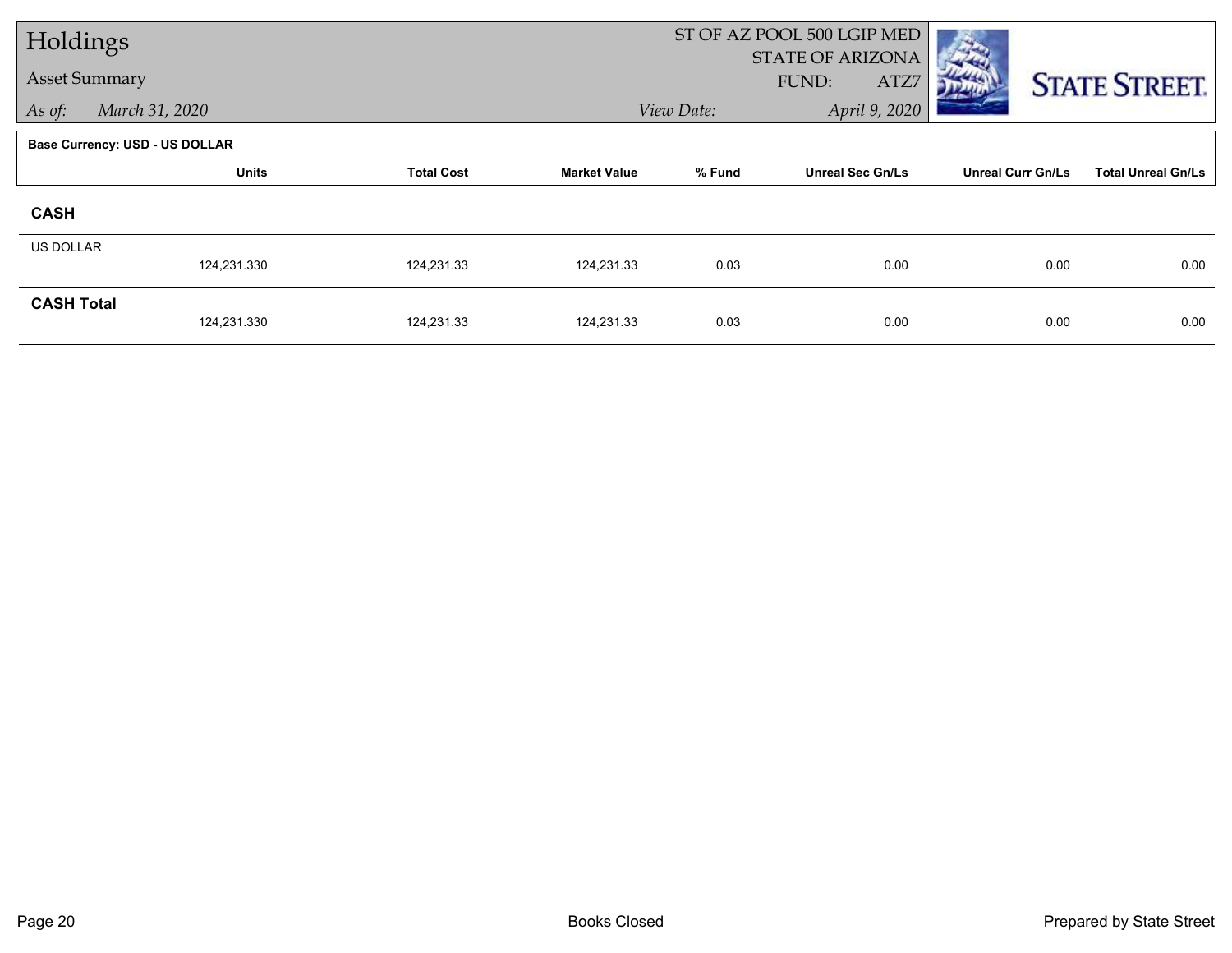# Holdings

## Asset Summary

*As of:* *March 31, 2020*

ST OF AZ POOL 500 LGIP MED
STATE OF ARIZONA
FUND: ATZ7
*View Date:* *April 9, 2020*

**Base Currency: USD - US DOLLAR**

| | Units | Total Cost | Market Value | % Fund | Unreal Sec Gn/Ls | Unreal Curr Gn/Ls | Total Unreal Gn/Ls |
|---|---|---|---|---|---|---|---|
| **CASH** | | | | | | | |
| US DOLLAR | 124,231.330 | 124,231.33 | 124,231.33 | 0.03 | 0.00 | 0.00 | 0.00 |
| **CASH Total** | 124,231.330 | 124,231.33 | 124,231.33 | 0.03 | 0.00 | 0.00 | 0.00 |

Books Closed

Prepared by State Street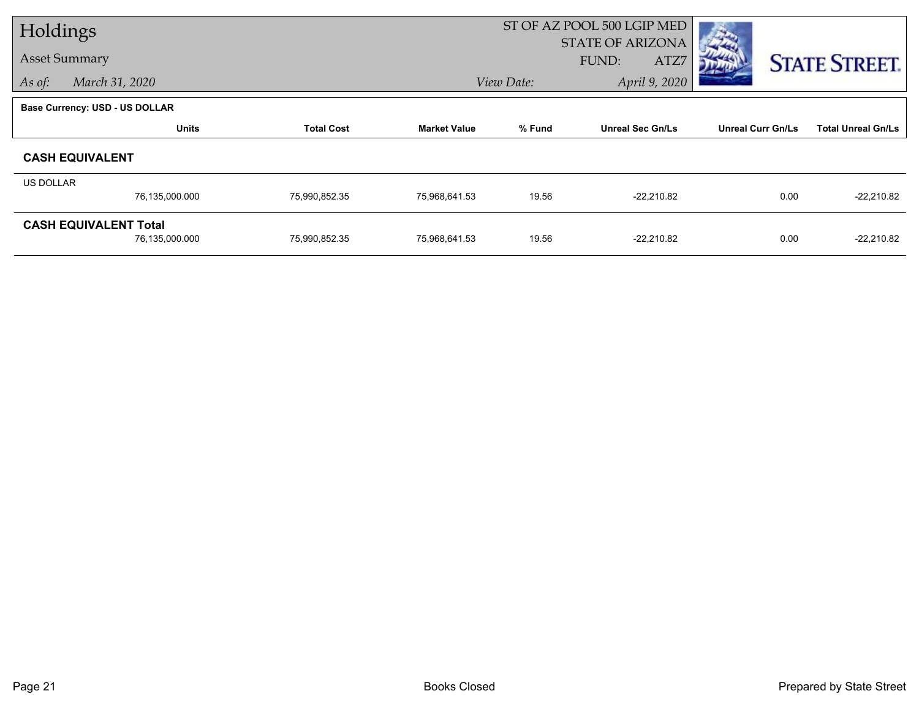# Holdings

## Asset Summary

*As of:* March 31, 2020

ST OF AZ POOL 500 LGIP MED
STATE OF ARIZONA
FUND: ATZ7

*View Date:* April 9, 2020

**Base Currency: USD - US DOLLAR**

| | Units | Total Cost | Market Value | % Fund | Unreal Sec Gn/Ls | Unreal Curr Gn/Ls | Total Unreal Gn/Ls |
|---|---|---|---|---|---|---|---|
| **CASH EQUIVALENT** | | | | | | | |
| US DOLLAR | 76,135,000.000 | 75,990,852.35 | 75,968,641.53 | 19.56 | -22,210.82 | 0.00 | -22,210.82 |
| **CASH EQUIVALENT Total** | 76,135,000.000 | 75,990,852.35 | 75,968,641.53 | 19.56 | -22,210.82 | 0.00 | -22,210.82 |

Books Closed

Prepared by State Street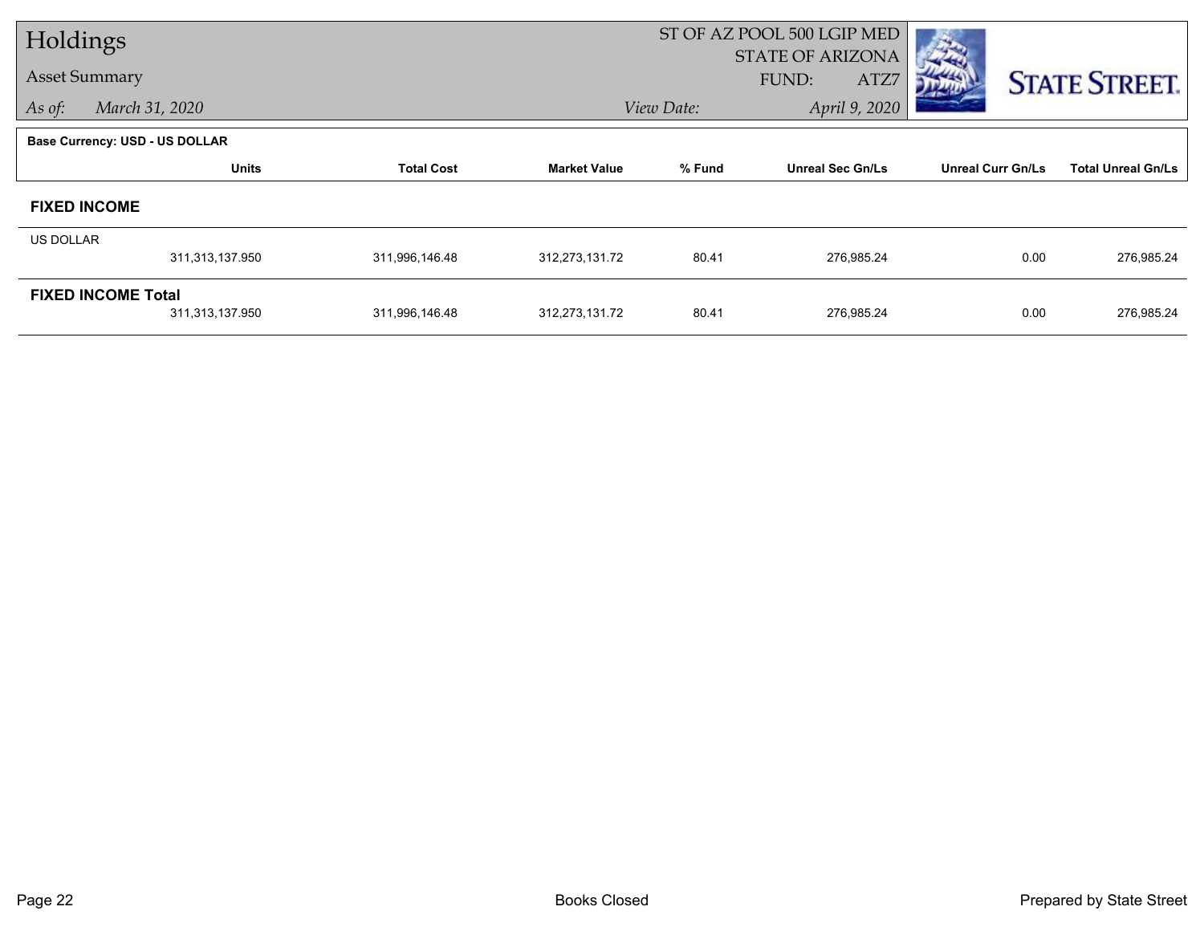# Holdings

## Asset Summary

*As of:* *March 31, 2020*

ST OF AZ POOL 500 LGIP MED
STATE OF ARIZONA
FUND: ATZ7

*View Date:* *April 9, 2020*

STATE STREET.

**Base Currency: USD - US DOLLAR**

| | Units | Total Cost | Market Value | % Fund | Unreal Sec Gn/Ls | Unreal Curr Gn/Ls | Total Unreal Gn/Ls |
|---|---|---|---|---|---|---|---|
| **FIXED INCOME** | | | | | | | |
| US DOLLAR | 311,313,137.950 | 311,996,146.48 | 312,273,131.72 | 80.41 | 276,985.24 | 0.00 | 276,985.24 |
| **FIXED INCOME Total** | 311,313,137.950 | 311,996,146.48 | 312,273,131.72 | 80.41 | 276,985.24 | 0.00 | 276,985.24 |

Books Closed

Prepared by State Street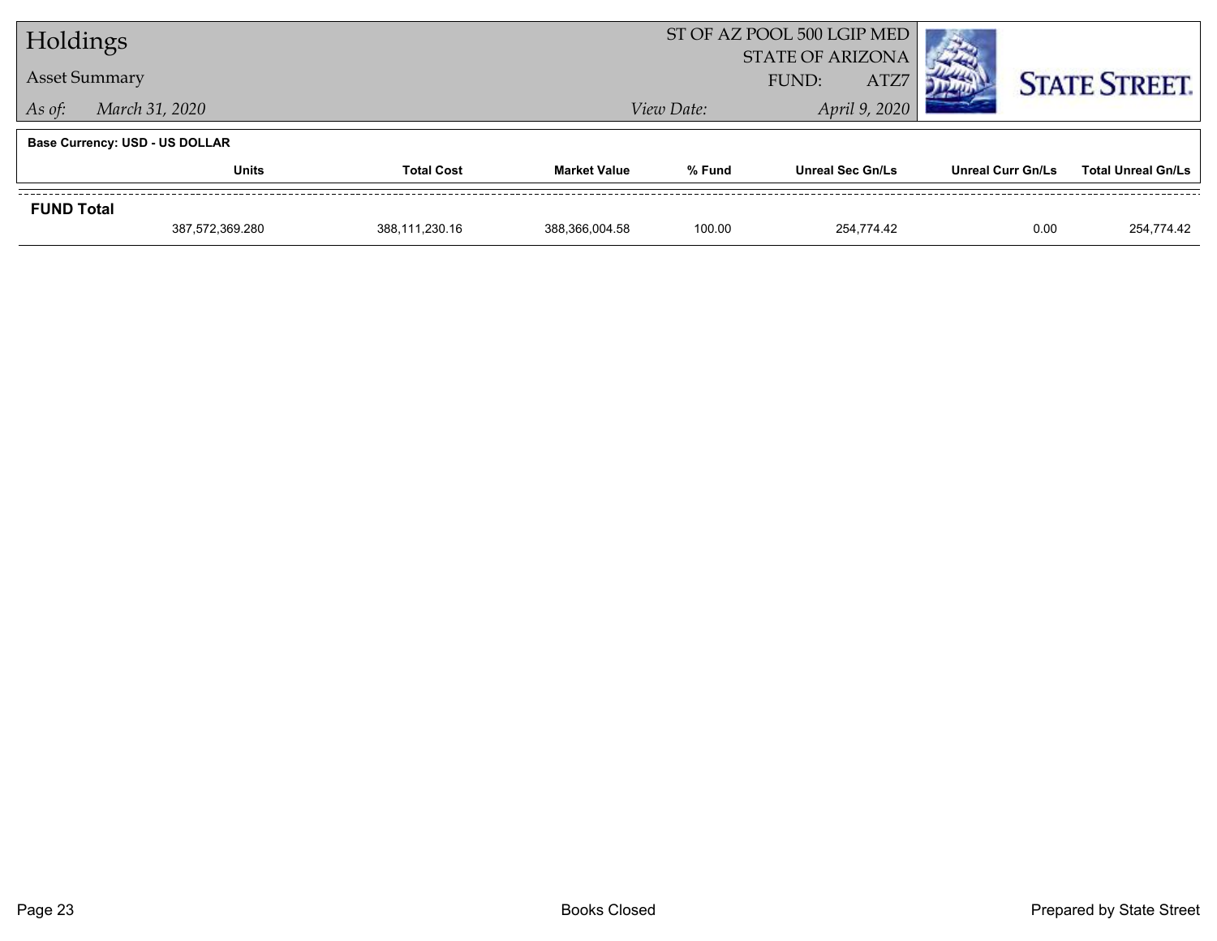# Holdings

## Asset Summary

*As of:* *March 31, 2020*

ST OF AZ POOL 500 LGIP MED
STATE OF ARIZONA
FUND: ATZ7

*View Date:* *April 9, 2020*

**Base Currency: USD - US DOLLAR**

| | Units | Total Cost | Market Value | % Fund | Unreal Sec Gn/Ls | Unreal Curr Gn/Ls | Total Unreal Gn/Ls |
|---|---|---|---|---|---|---|---|
| **FUND Total** | | | | | | | |
| | 387,572,369.280 | 388,111,230.16 | 388,366,004.58 | 100.00 | 254,774.42 | 0.00 | 254,774.42 |

Books Closed

Prepared by State Street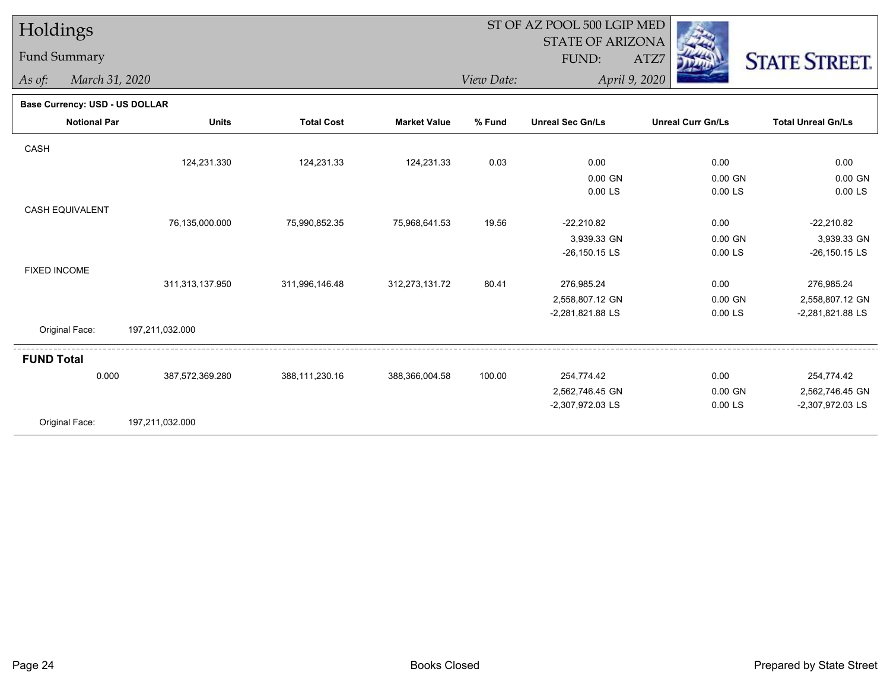# Holdings

Fund Summary

*As of:* *March 31, 2020*

ST OF AZ POOL 500 LGIP MED
STATE OF ARIZONA
FUND: ATZ7

*View Date:* *April 9, 2020*

STATE STREET.

**Base Currency: USD - US DOLLAR**

| Notional Par | Units | Total Cost | Market Value | % Fund | Unreal Sec Gn/Ls | Unreal Curr Gn/Ls | Total Unreal Gn/Ls |
|---|---|---|---|---|---|---|---|
| CASH | | | | | | | |
| | 124,231.330 | 124,231.33 | 124,231.33 | 0.03 | 0.00 | 0.00 | 0.00 |
| | | | | | 0.00 GN | 0.00 GN | 0.00 GN |
| | | | | | 0.00 LS | 0.00 LS | 0.00 LS |
| CASH EQUIVALENT | | | | | | | |
| | 76,135,000.000 | 75,990,852.35 | 75,968,641.53 | 19.56 | -22,210.82 | 0.00 | -22,210.82 |
| | | | | | 3,939.33 GN | 0.00 GN | 3,939.33 GN |
| | | | | | -26,150.15 LS | 0.00 LS | -26,150.15 LS |
| FIXED INCOME | | | | | | | |
| | 311,313,137.950 | 311,996,146.48 | 312,273,131.72 | 80.41 | 276,985.24 | 0.00 | 276,985.24 |
| | | | | | 2,558,807.12 GN | 0.00 GN | 2,558,807.12 GN |
| | | | | | -2,281,821.88 LS | 0.00 LS | -2,281,821.88 LS |
| Original Face: 197,211,032.000 | | | | | | | |
| **FUND Total** | | | | | | | |
| 0.000 | 387,572,369.280 | 388,111,230.16 | 388,366,004.58 | 100.00 | 254,774.42 | 0.00 | 254,774.42 |
| | | | | | 2,562,746.45 GN | 0.00 GN | 2,562,746.45 GN |
| | | | | | -2,307,972.03 LS | 0.00 LS | -2,307,972.03 LS |
| Original Face: 197,211,032.000 | | | | | | | |

Books Closed

Prepared by State Street